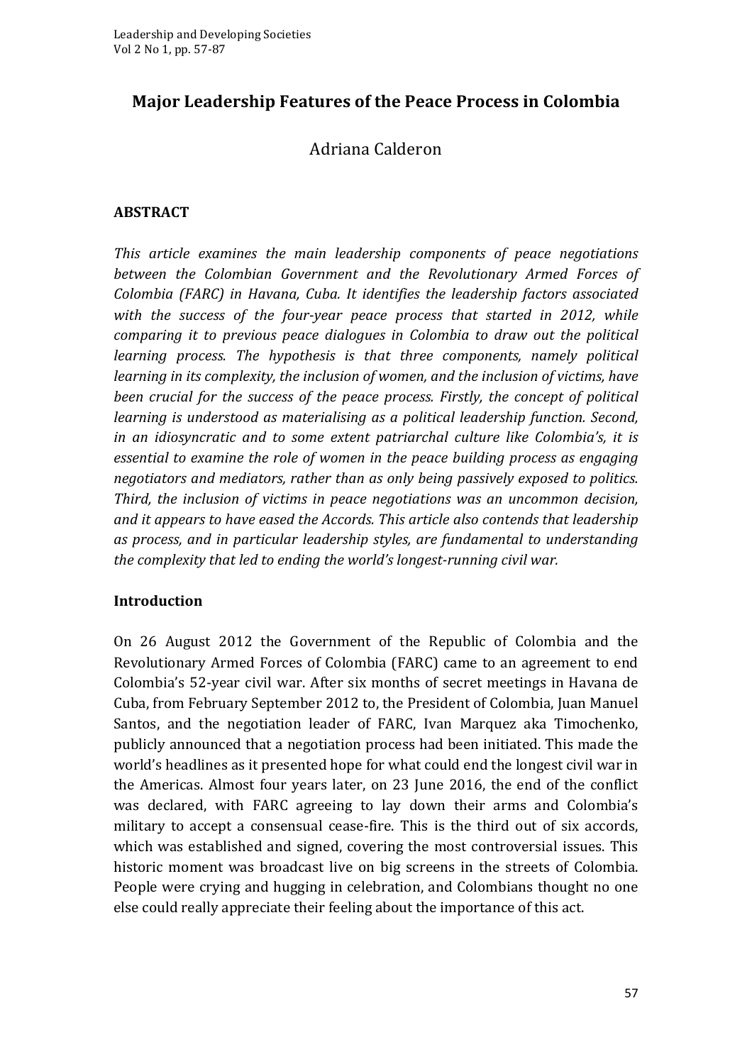# Major Leadership Features of the Peace Process in Colombia

Adriana Calderon

## ABSTRACT

*This article examines the main leadership components of peace negotiations between the Colombian Government and the Revolutionary Armed Forces of Colombia (FARC) in Havana, Cuba. It identifies the leadership factors associated with the success of the four-year peace process that started in 2012, while comparing it to previous peace dialogues in Colombia to draw out the political learning process. The hypothesis is that three components, namely political learning in its complexity, the inclusion of women, and the inclusion of victims, have been crucial for the success of the peace process. Firstly, the concept of political learning is understood as materialising as a political leadership function. Second, in an idiosyncratic and to some extent patriarchal culture like Colombia's, it is essential to examine the role of women in the peace building process as engaging negotiators and mediators, rather than as only being passively exposed to politics. Third, the inclusion of victims in peace negotiations was an uncommon decision, and it appears to have eased the Accords. This article also contends that leadership as process, and in particular leadership styles, are fundamental to understanding the complexity that led to ending the world's longest-running civil war.*

## Introduction

On 26 August 2012 the Government of the Republic of Colombia and the Revolutionary Armed Forces of Colombia (FARC) came to an agreement to end Colombia's 52-year civil war. After six months of secret meetings in Havana de Cuba, from February September 2012 to, the President of Colombia, Juan Manuel Santos, and the negotiation leader of FARC, Ivan Marquez aka Timochenko, publicly announced that a negotiation process had been initiated. This made the world's headlines as it presented hope for what could end the longest civil war in the Americas. Almost four years later, on 23 June 2016, the end of the conflict was declared, with FARC agreeing to lay down their arms and Colombia's military to accept a consensual cease-fire. This is the third out of six accords, which was established and signed, covering the most controversial issues. This historic moment was broadcast live on big screens in the streets of Colombia. People were crying and hugging in celebration, and Colombians thought no one else could really appreciate their feeling about the importance of this act.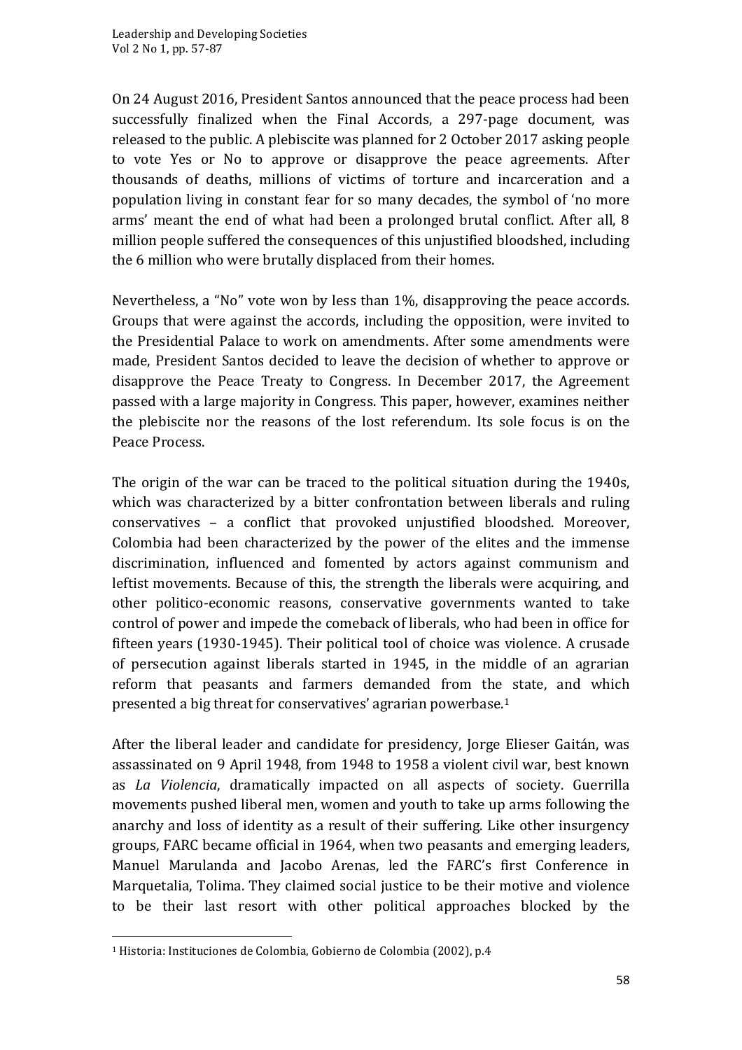On 24 August 2016, President Santos announced that the peace process had been successfully finalized when the Final Accords, a 297-page document, was released to the public. A plebiscite was planned for 2 October 2017 asking people to vote Yes or No to approve or disapprove the peace agreements. After thousands of deaths, millions of victims of torture and incarceration and a population living in constant fear for so many decades, the symbol of 'no more arms' meant the end of what had been a prolonged brutal conflict. After all, 8 million people suffered the consequences of this unjustified bloodshed, including the 6 million who were brutally displaced from their homes.

Nevertheless, a "No" vote won by less than 1%, disapproving the peace accords. Groups that were against the accords, including the opposition, were invited to the Presidential Palace to work on amendments. After some amendments were made, President Santos decided to leave the decision of whether to approve or disapprove the Peace Treaty to Congress. In December 2017, the Agreement passed with a large majority in Congress. This paper, however, examines neither the plebiscite nor the reasons of the lost referendum. Its sole focus is on the Peace Process.

The origin of the war can be traced to the political situation during the 1940s, which was characterized by a bitter confrontation between liberals and ruling conservatives – a conflict that provoked unjustified bloodshed. Moreover, Colombia had been characterized by the power of the elites and the immense discrimination, influenced and fomented by actors against communism and leftist movements. Because of this, the strength the liberals were acquiring, and other politico-economic reasons, conservative governments wanted to take control of power and impede the comeback of liberals, who had been in office for fifteen years (1930-1945). Their political tool of choice was violence. A crusade of persecution against liberals started in 1945, in the middle of an agrarian reform that peasants and farmers demanded from the state, and which presented a big threat for conservatives' agrarian powerbase.[1]

After the liberal leader and candidate for presidency, Jorge Elieser Gaitán, was assassinated on 9 April 1948, from 1948 to 1958 a violent civil war, best known as *La Violencia*, dramatically impacted on all aspects of society. Guerrilla movements pushed liberal men, women and youth to take up arms following the anarchy and loss of identity as a result of their suffering. Like other insurgency groups, FARC became official in 1964, when two peasants and emerging leaders, Manuel Marulanda and Jacobo Arenas, led the FARC's first Conference in Marquetalia, Tolima. They claimed social justice to be their motive and violence to be their last resort with other political approaches blocked by the

[1] Historia: Instituciones de Colombia, Gobierno de Colombia (2002), p.4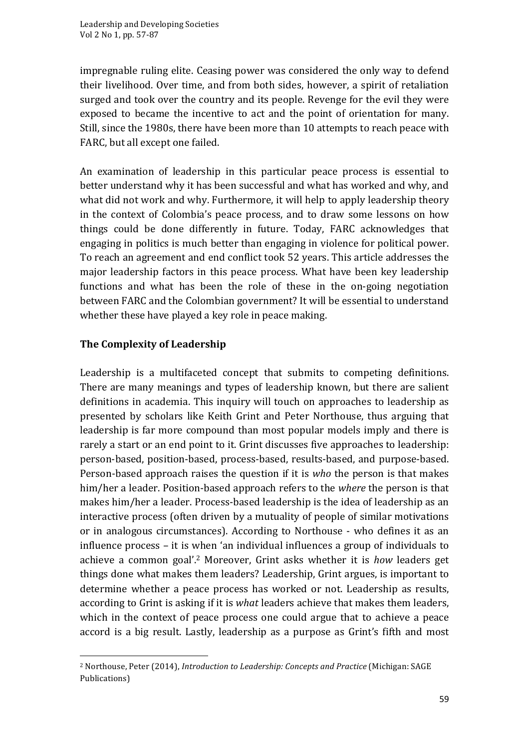impregnable ruling elite. Ceasing power was considered the only way to defend their livelihood. Over time, and from both sides, however, a spirit of retaliation surged and took over the country and its people. Revenge for the evil they were exposed to became the incentive to act and the point of orientation for many. Still, since the 1980s, there have been more than 10 attempts to reach peace with FARC, but all except one failed.

An examination of leadership in this particular peace process is essential to better understand why it has been successful and what has worked and why, and what did not work and why. Furthermore, it will help to apply leadership theory in the context of Colombia's peace process, and to draw some lessons on how things could be done differently in future. Today, FARC acknowledges that engaging in politics is much better than engaging in violence for political power. To reach an agreement and end conflict took 52 years. This article addresses the major leadership factors in this peace process. What have been key leadership functions and what has been the role of these in the on-going negotiation between FARC and the Colombian government? It will be essential to understand whether these have played a key role in peace making.

## The Complexity of Leadership

Leadership is a multifaceted concept that submits to competing definitions. There are many meanings and types of leadership known, but there are salient definitions in academia. This inquiry will touch on approaches to leadership as presented by scholars like Keith Grint and Peter Northouse, thus arguing that leadership is far more compound than most popular models imply and there is rarely a start or an end point to it. Grint discusses five approaches to leadership: person-based, position-based, process-based, results-based, and purpose-based. Person-based approach raises the question if it is *who* the person is that makes him/her a leader. Position-based approach refers to the *where* the person is that makes him/her a leader. Process-based leadership is the idea of leadership as an interactive process (often driven by a mutuality of people of similar motivations or in analogous circumstances). According to Northouse - who defines it as an influence process – it is when 'an individual influences a group of individuals to achieve a common goal'.[2] Moreover, Grint asks whether it is *how* leaders get things done what makes them leaders? Leadership, Grint argues, is important to determine whether a peace process has worked or not. Leadership as results, according to Grint is asking if it is *what* leaders achieve that makes them leaders, which in the context of peace process one could argue that to achieve a peace accord is a big result. Lastly, leadership as a purpose as Grint's fifth and most

---

[2] Northouse, Peter (2014), *Introduction to Leadership: Concepts and Practice* (Michigan: SAGE Publications)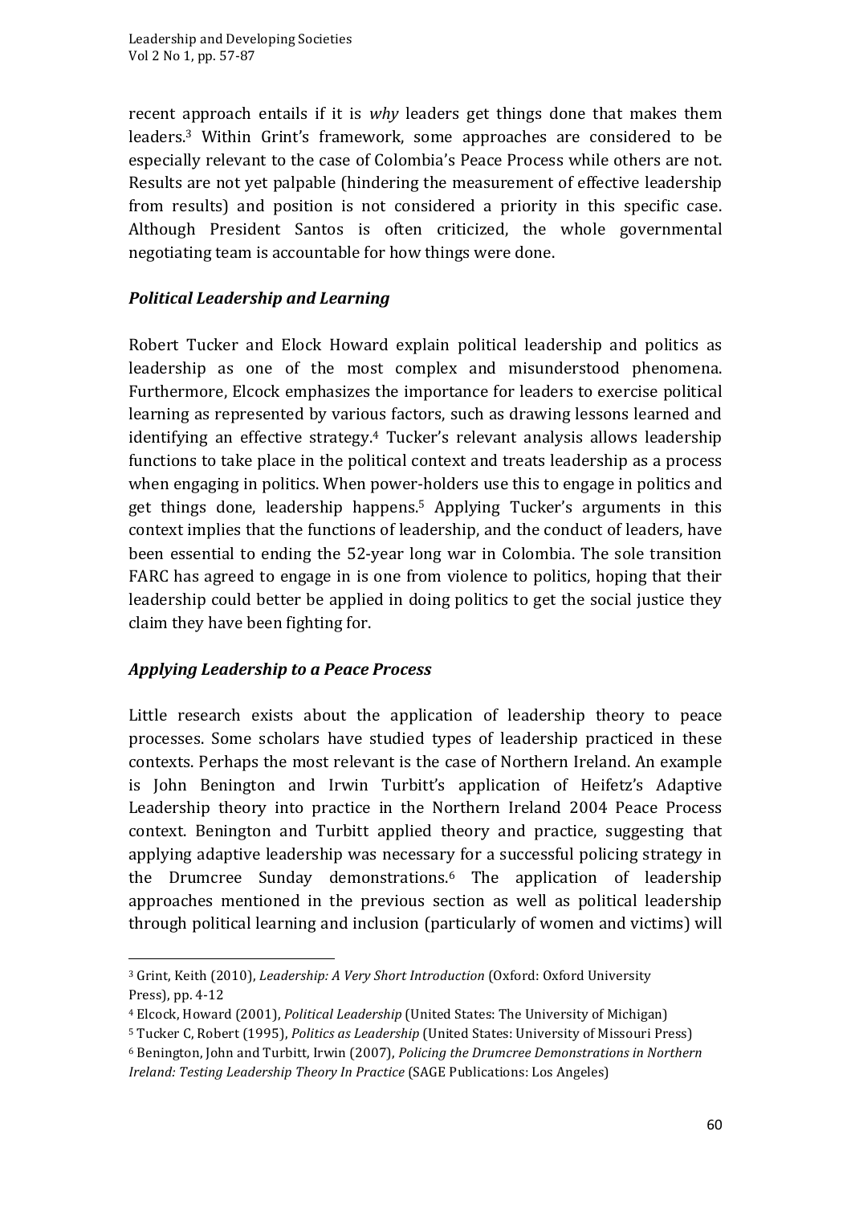recent approach entails if it is *why* leaders get things done that makes them leaders.[3] Within Grint's framework, some approaches are considered to be especially relevant to the case of Colombia's Peace Process while others are not. Results are not yet palpable (hindering the measurement of effective leadership from results) and position is not considered a priority in this specific case. Although President Santos is often criticized, the whole governmental negotiating team is accountable for how things were done.

### *Political Leadership and Learning*

Robert Tucker and Elock Howard explain political leadership and politics as leadership as one of the most complex and misunderstood phenomena. Furthermore, Elcock emphasizes the importance for leaders to exercise political learning as represented by various factors, such as drawing lessons learned and identifying an effective strategy.[4] Tucker's relevant analysis allows leadership functions to take place in the political context and treats leadership as a process when engaging in politics. When power-holders use this to engage in politics and get things done, leadership happens.[5] Applying Tucker's arguments in this context implies that the functions of leadership, and the conduct of leaders, have been essential to ending the 52-year long war in Colombia. The sole transition FARC has agreed to engage in is one from violence to politics, hoping that their leadership could better be applied in doing politics to get the social justice they claim they have been fighting for.

### *Applying Leadership to a Peace Process*

Little research exists about the application of leadership theory to peace processes. Some scholars have studied types of leadership practiced in these contexts. Perhaps the most relevant is the case of Northern Ireland. An example is John Benington and Irwin Turbitt's application of Heifetz's Adaptive Leadership theory into practice in the Northern Ireland 2004 Peace Process context. Benington and Turbitt applied theory and practice, suggesting that applying adaptive leadership was necessary for a successful policing strategy in the Drumcree Sunday demonstrations.[6] The application of leadership approaches mentioned in the previous section as well as political leadership through political learning and inclusion (particularly of women and victims) will

---

[3] Grint, Keith (2010), *Leadership: A Very Short Introduction* (Oxford: Oxford University Press), pp. 4-12

[4] Elcock, Howard (2001), *Political Leadership* (United States: The University of Michigan)

[5] Tucker C, Robert (1995), *Politics as Leadership* (United States: University of Missouri Press)

[6] Benington, John and Turbitt, Irwin (2007), *Policing the Drumcree Demonstrations in Northern Ireland: Testing Leadership Theory In Practice* (SAGE Publications: Los Angeles)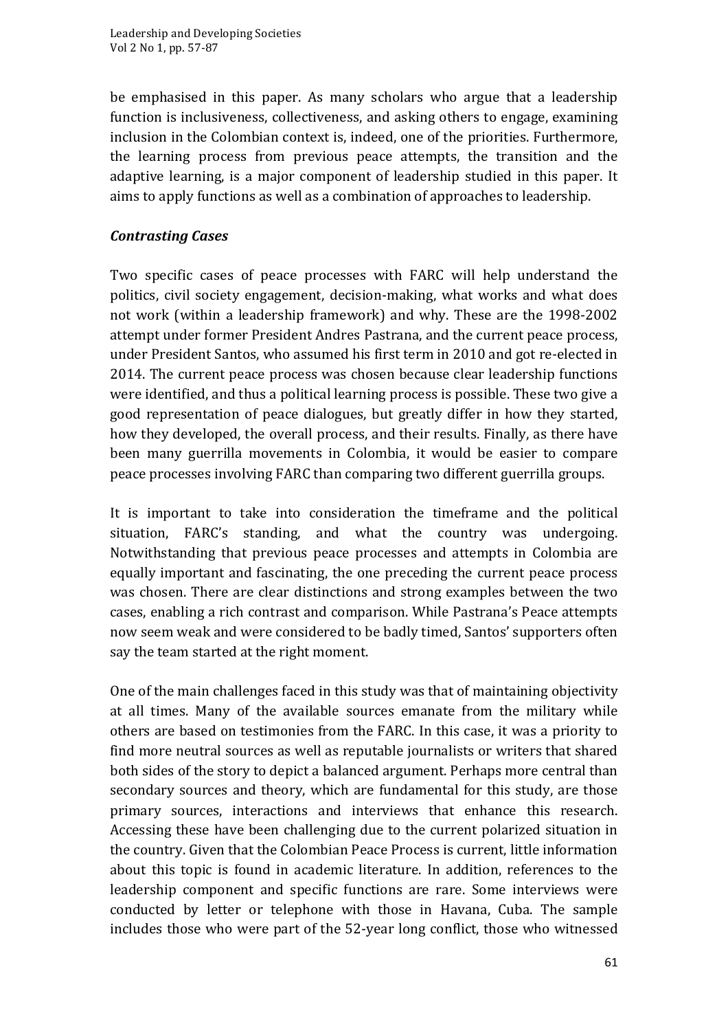be emphasised in this paper. As many scholars who argue that a leadership function is inclusiveness, collectiveness, and asking others to engage, examining inclusion in the Colombian context is, indeed, one of the priorities. Furthermore, the learning process from previous peace attempts, the transition and the adaptive learning, is a major component of leadership studied in this paper. It aims to apply functions as well as a combination of approaches to leadership.

### *Contrasting Cases*

Two specific cases of peace processes with FARC will help understand the politics, civil society engagement, decision-making, what works and what does not work (within a leadership framework) and why. These are the 1998-2002 attempt under former President Andres Pastrana, and the current peace process, under President Santos, who assumed his first term in 2010 and got re-elected in 2014. The current peace process was chosen because clear leadership functions were identified, and thus a political learning process is possible. These two give a good representation of peace dialogues, but greatly differ in how they started, how they developed, the overall process, and their results. Finally, as there have been many guerrilla movements in Colombia, it would be easier to compare peace processes involving FARC than comparing two different guerrilla groups.

It is important to take into consideration the timeframe and the political situation, FARC's standing, and what the country was undergoing. Notwithstanding that previous peace processes and attempts in Colombia are equally important and fascinating, the one preceding the current peace process was chosen. There are clear distinctions and strong examples between the two cases, enabling a rich contrast and comparison. While Pastrana's Peace attempts now seem weak and were considered to be badly timed, Santos' supporters often say the team started at the right moment.

One of the main challenges faced in this study was that of maintaining objectivity at all times. Many of the available sources emanate from the military while others are based on testimonies from the FARC. In this case, it was a priority to find more neutral sources as well as reputable journalists or writers that shared both sides of the story to depict a balanced argument. Perhaps more central than secondary sources and theory, which are fundamental for this study, are those primary sources, interactions and interviews that enhance this research. Accessing these have been challenging due to the current polarized situation in the country. Given that the Colombian Peace Process is current, little information about this topic is found in academic literature. In addition, references to the leadership component and specific functions are rare. Some interviews were conducted by letter or telephone with those in Havana, Cuba. The sample includes those who were part of the 52-year long conflict, those who witnessed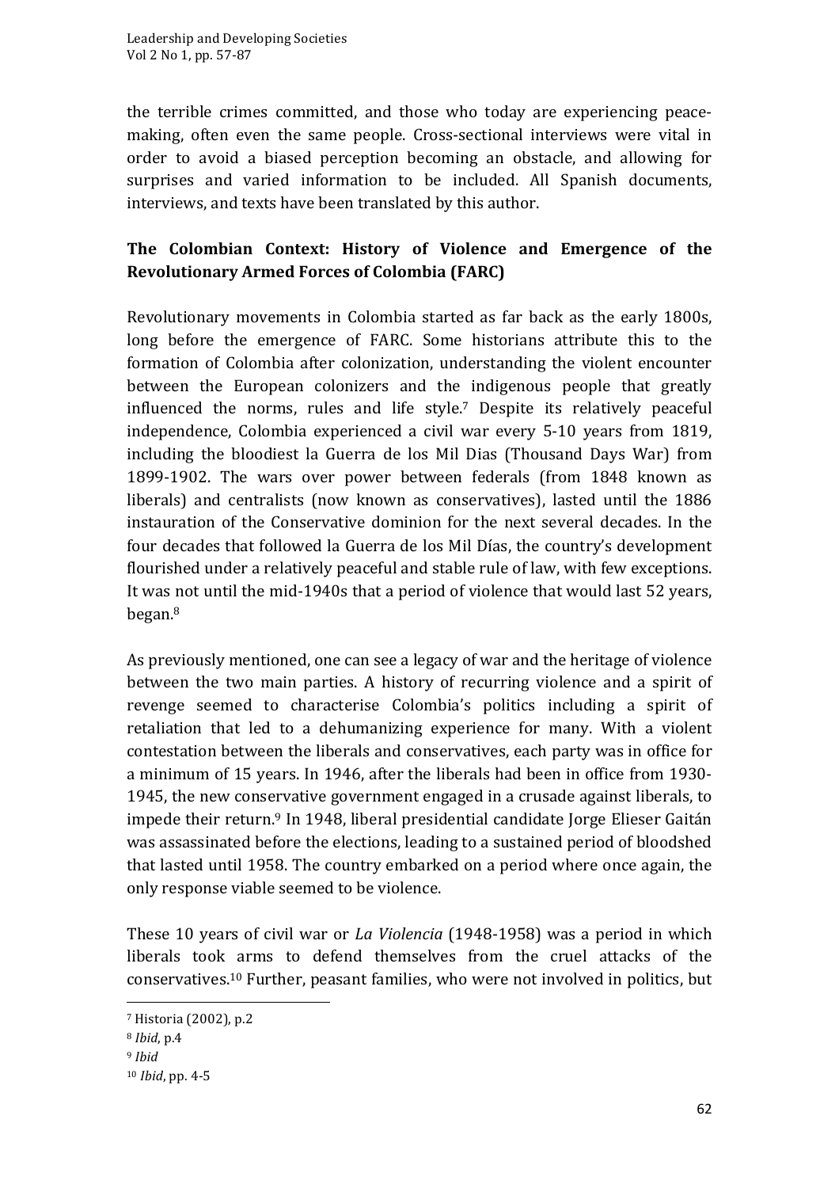the terrible crimes committed, and those who today are experiencing peace-making, often even the same people. Cross-sectional interviews were vital in order to avoid a biased perception becoming an obstacle, and allowing for surprises and varied information to be included. All Spanish documents, interviews, and texts have been translated by this author.

## The Colombian Context: History of Violence and Emergence of the Revolutionary Armed Forces of Colombia (FARC)

Revolutionary movements in Colombia started as far back as the early 1800s, long before the emergence of FARC. Some historians attribute this to the formation of Colombia after colonization, understanding the violent encounter between the European colonizers and the indigenous people that greatly influenced the norms, rules and life style.[7] Despite its relatively peaceful independence, Colombia experienced a civil war every 5-10 years from 1819, including the bloodiest la Guerra de los Mil Dias (Thousand Days War) from 1899-1902. The wars over power between federals (from 1848 known as liberals) and centralists (now known as conservatives), lasted until the 1886 instauration of the Conservative dominion for the next several decades. In the four decades that followed la Guerra de los Mil Días, the country's development flourished under a relatively peaceful and stable rule of law, with few exceptions. It was not until the mid-1940s that a period of violence that would last 52 years, began.[8]

As previously mentioned, one can see a legacy of war and the heritage of violence between the two main parties. A history of recurring violence and a spirit of revenge seemed to characterise Colombia's politics including a spirit of retaliation that led to a dehumanizing experience for many. With a violent contestation between the liberals and conservatives, each party was in office for a minimum of 15 years. In 1946, after the liberals had been in office from 1930-1945, the new conservative government engaged in a crusade against liberals, to impede their return.[9] In 1948, liberal presidential candidate Jorge Elieser Gaitán was assassinated before the elections, leading to a sustained period of bloodshed that lasted until 1958. The country embarked on a period where once again, the only response viable seemed to be violence.

These 10 years of civil war or *La Violencia* (1948-1958) was a period in which liberals took arms to defend themselves from the cruel attacks of the conservatives.[10] Further, peasant families, who were not involved in politics, but

---

[7] Historia (2002), p.2

[8] *Ibid*, p.4

[9] *Ibid*

[10] *Ibid*, pp. 4-5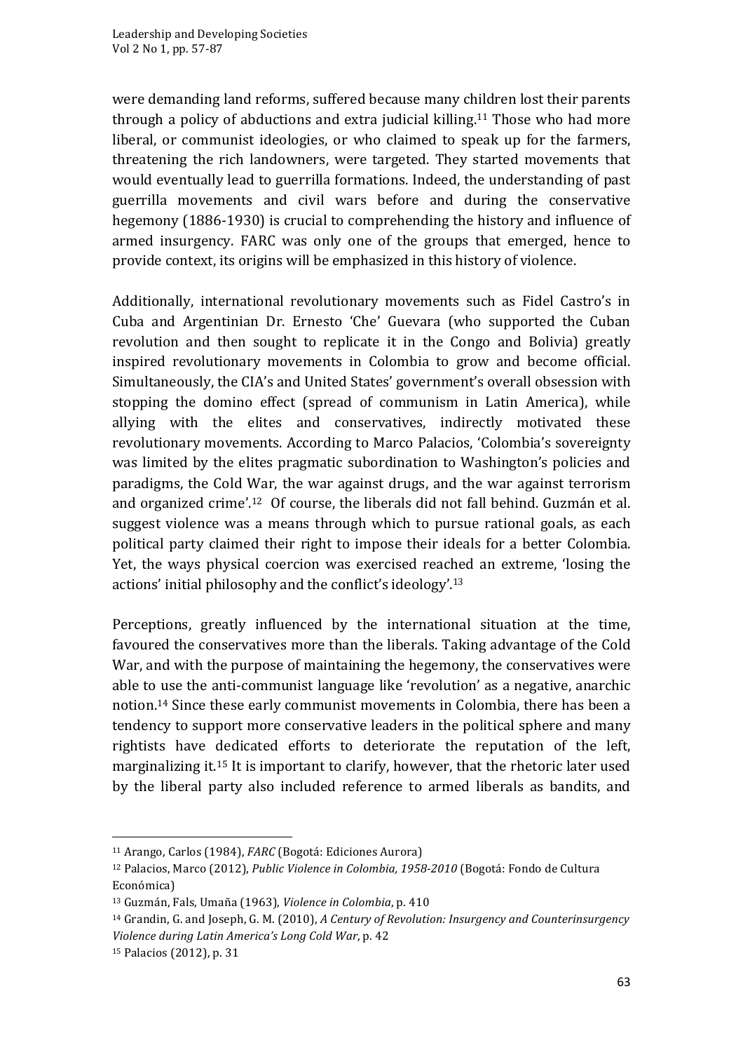were demanding land reforms, suffered because many children lost their parents through a policy of abductions and extra judicial killing.[11] Those who had more liberal, or communist ideologies, or who claimed to speak up for the farmers, threatening the rich landowners, were targeted. They started movements that would eventually lead to guerrilla formations. Indeed, the understanding of past guerrilla movements and civil wars before and during the conservative hegemony (1886-1930) is crucial to comprehending the history and influence of armed insurgency. FARC was only one of the groups that emerged, hence to provide context, its origins will be emphasized in this history of violence.

Additionally, international revolutionary movements such as Fidel Castro's in Cuba and Argentinian Dr. Ernesto 'Che' Guevara (who supported the Cuban revolution and then sought to replicate it in the Congo and Bolivia) greatly inspired revolutionary movements in Colombia to grow and become official. Simultaneously, the CIA's and United States' government's overall obsession with stopping the domino effect (spread of communism in Latin America), while allying with the elites and conservatives, indirectly motivated these revolutionary movements. According to Marco Palacios, 'Colombia's sovereignty was limited by the elites pragmatic subordination to Washington's policies and paradigms, the Cold War, the war against drugs, and the war against terrorism and organized crime'.[12] Of course, the liberals did not fall behind. Guzmán et al. suggest violence was a means through which to pursue rational goals, as each political party claimed their right to impose their ideals for a better Colombia. Yet, the ways physical coercion was exercised reached an extreme, 'losing the actions' initial philosophy and the conflict's ideology'.[13]

Perceptions, greatly influenced by the international situation at the time, favoured the conservatives more than the liberals. Taking advantage of the Cold War, and with the purpose of maintaining the hegemony, the conservatives were able to use the anti-communist language like 'revolution' as a negative, anarchic notion.[14] Since these early communist movements in Colombia, there has been a tendency to support more conservative leaders in the political sphere and many rightists have dedicated efforts to deteriorate the reputation of the left, marginalizing it.[15] It is important to clarify, however, that the rhetoric later used by the liberal party also included reference to armed liberals as bandits, and

---

[11] Arango, Carlos (1984), *FARC* (Bogotá: Ediciones Aurora)

[12] Palacios, Marco (2012), *Public Violence in Colombia, 1958-2010* (Bogotá: Fondo de Cultura Económica)

[13] Guzmán, Fals, Umaña (1963), *Violence in Colombia*, p. 410

[14] Grandin, G. and Joseph, G. M. (2010), *A Century of Revolution: Insurgency and Counterinsurgency Violence during Latin America's Long Cold War*, p. 42

[15] Palacios (2012), p. 31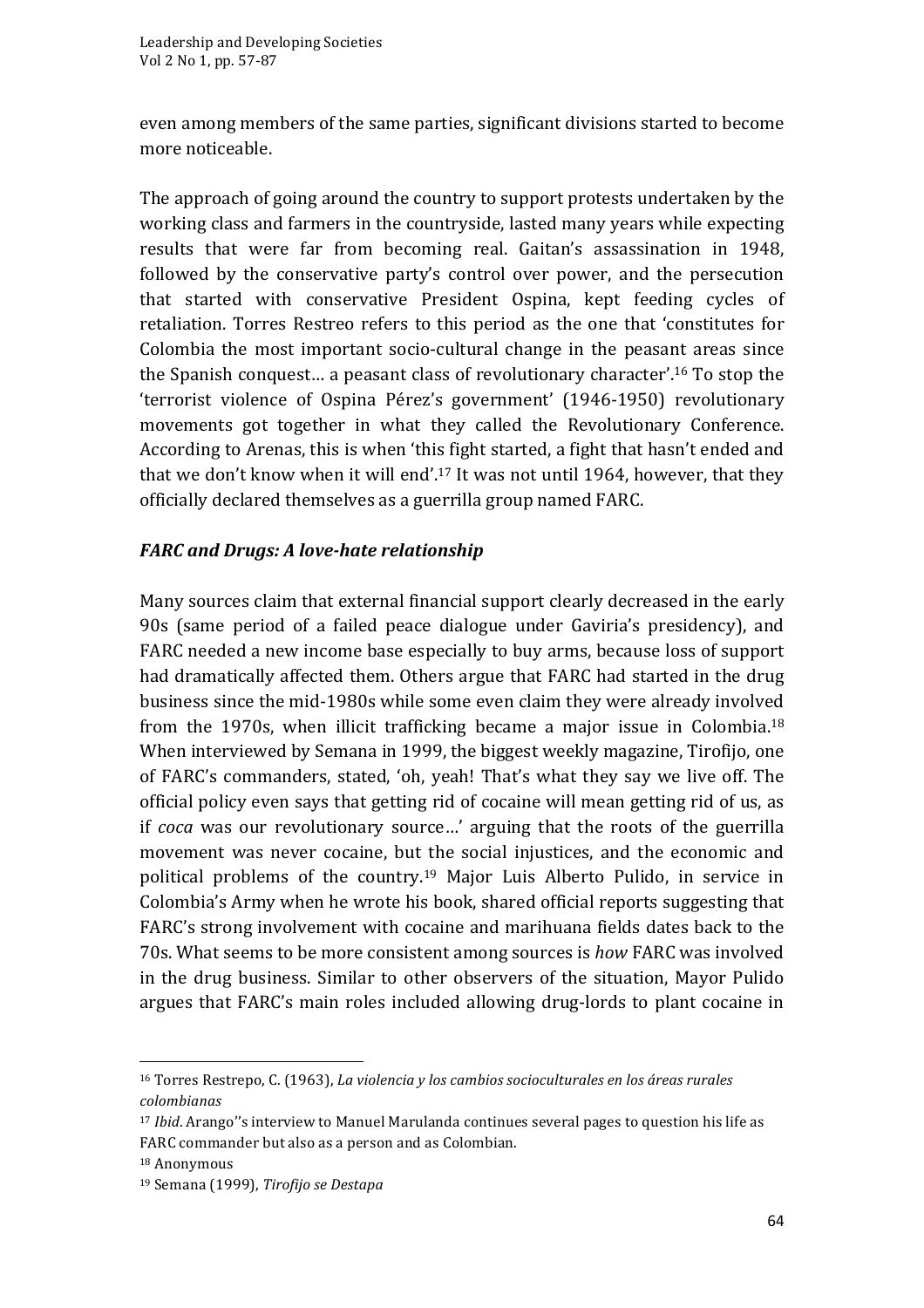even among members of the same parties, significant divisions started to become more noticeable.

The approach of going around the country to support protests undertaken by the working class and farmers in the countryside, lasted many years while expecting results that were far from becoming real. Gaitan's assassination in 1948, followed by the conservative party's control over power, and the persecution that started with conservative President Ospina, kept feeding cycles of retaliation. Torres Restreo refers to this period as the one that 'constitutes for Colombia the most important socio-cultural change in the peasant areas since the Spanish conquest… a peasant class of revolutionary character'.[16] To stop the 'terrorist violence of Ospina Pérez's government' (1946-1950) revolutionary movements got together in what they called the Revolutionary Conference. According to Arenas, this is when 'this fight started, a fight that hasn't ended and that we don't know when it will end'.[17] It was not until 1964, however, that they officially declared themselves as a guerrilla group named FARC.

### *FARC and Drugs: A love-hate relationship*

Many sources claim that external financial support clearly decreased in the early 90s (same period of a failed peace dialogue under Gaviria's presidency), and FARC needed a new income base especially to buy arms, because loss of support had dramatically affected them. Others argue that FARC had started in the drug business since the mid-1980s while some even claim they were already involved from the 1970s, when illicit trafficking became a major issue in Colombia.[18] When interviewed by Semana in 1999, the biggest weekly magazine, Tirofijo, one of FARC's commanders, stated, 'oh, yeah! That's what they say we live off. The official policy even says that getting rid of cocaine will mean getting rid of us, as if *coca* was our revolutionary source…' arguing that the roots of the guerrilla movement was never cocaine, but the social injustices, and the economic and political problems of the country.[19] Major Luis Alberto Pulido, in service in Colombia's Army when he wrote his book, shared official reports suggesting that FARC's strong involvement with cocaine and marihuana fields dates back to the 70s. What seems to be more consistent among sources is *how* FARC was involved in the drug business. Similar to other observers of the situation, Mayor Pulido argues that FARC's main roles included allowing drug-lords to plant cocaine in

---

[16] Torres Restrepo, C. (1963), *La violencia y los cambios socioculturales en los áreas rurales colombianas*

[17] *Ibid*. Arango''s interview to Manuel Marulanda continues several pages to question his life as FARC commander but also as a person and as Colombian.

[18] Anonymous

[19] Semana (1999), *Tirofijo se Destapa*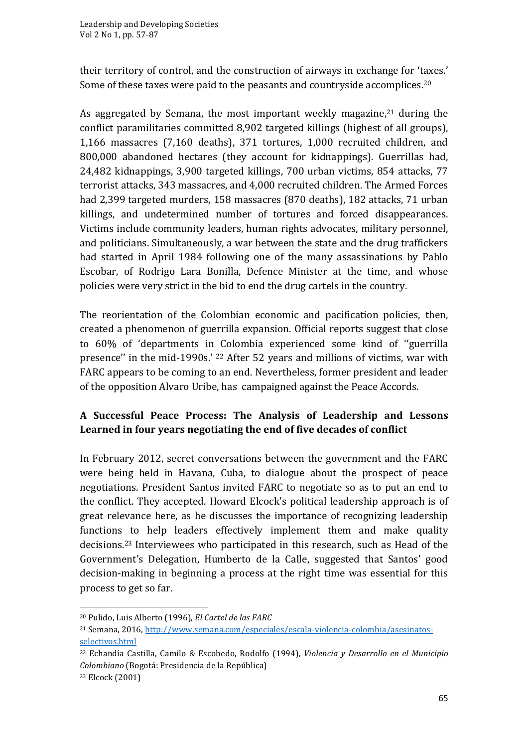their territory of control, and the construction of airways in exchange for 'taxes.' Some of these taxes were paid to the peasants and countryside accomplices.[20]

As aggregated by Semana, the most important weekly magazine,[21] during the conflict paramilitaries committed 8,902 targeted killings (highest of all groups), 1,166 massacres (7,160 deaths), 371 tortures, 1,000 recruited children, and 800,000 abandoned hectares (they account for kidnappings). Guerrillas had, 24,482 kidnappings, 3,900 targeted killings, 700 urban victims, 854 attacks, 77 terrorist attacks, 343 massacres, and 4,000 recruited children. The Armed Forces had 2,399 targeted murders, 158 massacres (870 deaths), 182 attacks, 71 urban killings, and undetermined number of tortures and forced disappearances. Victims include community leaders, human rights advocates, military personnel, and politicians. Simultaneously, a war between the state and the drug traffickers had started in April 1984 following one of the many assassinations by Pablo Escobar, of Rodrigo Lara Bonilla, Defence Minister at the time, and whose policies were very strict in the bid to end the drug cartels in the country.

The reorientation of the Colombian economic and pacification policies, then, created a phenomenon of guerrilla expansion. Official reports suggest that close to 60% of 'departments in Colombia experienced some kind of ''guerrilla presence'' in the mid-1990s.' [22] After 52 years and millions of victims, war with FARC appears to be coming to an end. Nevertheless, former president and leader of the opposition Alvaro Uribe, has campaigned against the Peace Accords.

## A Successful Peace Process: The Analysis of Leadership and Lessons Learned in four years negotiating the end of five decades of conflict

In February 2012, secret conversations between the government and the FARC were being held in Havana, Cuba, to dialogue about the prospect of peace negotiations. President Santos invited FARC to negotiate so as to put an end to the conflict. They accepted. Howard Elcock's political leadership approach is of great relevance here, as he discusses the importance of recognizing leadership functions to help leaders effectively implement them and make quality decisions.[23] Interviewees who participated in this research, such as Head of the Government's Delegation, Humberto de la Calle, suggested that Santos' good decision-making in beginning a process at the right time was essential for this process to get so far.

[20] Pulido, Luis Alberto (1996), *El Cartel de las FARC*

[21] Semana, 2016, http://www.semana.com/especiales/escala-violencia-colombia/asesinatos-selectivos.html

[22] Echandía Castilla, Camilo & Escobedo, Rodolfo (1994), *Violencia y Desarrollo en el Municipio Colombiano* (Bogotá: Presidencia de la República)

[23] Elcock (2001)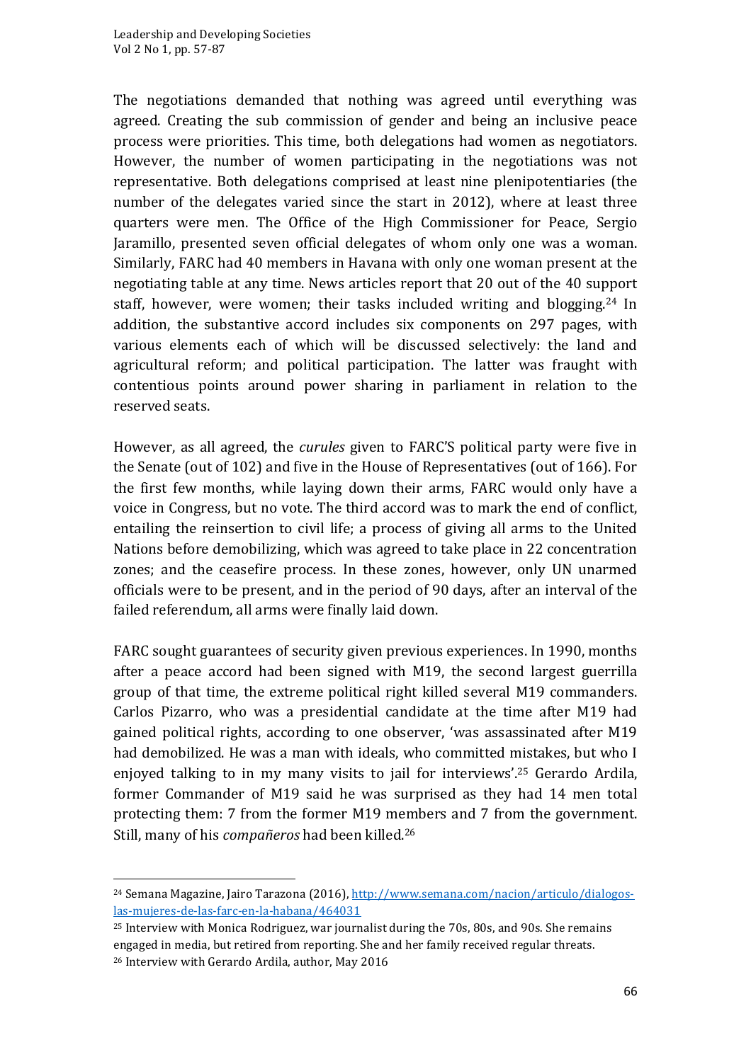The negotiations demanded that nothing was agreed until everything was agreed. Creating the sub commission of gender and being an inclusive peace process were priorities. This time, both delegations had women as negotiators. However, the number of women participating in the negotiations was not representative. Both delegations comprised at least nine plenipotentiaries (the number of the delegates varied since the start in 2012), where at least three quarters were men. The Office of the High Commissioner for Peace, Sergio Jaramillo, presented seven official delegates of whom only one was a woman. Similarly, FARC had 40 members in Havana with only one woman present at the negotiating table at any time. News articles report that 20 out of the 40 support staff, however, were women; their tasks included writing and blogging.[24] In addition, the substantive accord includes six components on 297 pages, with various elements each of which will be discussed selectively: the land and agricultural reform; and political participation. The latter was fraught with contentious points around power sharing in parliament in relation to the reserved seats.

However, as all agreed, the *curules* given to FARC'S political party were five in the Senate (out of 102) and five in the House of Representatives (out of 166). For the first few months, while laying down their arms, FARC would only have a voice in Congress, but no vote. The third accord was to mark the end of conflict, entailing the reinsertion to civil life; a process of giving all arms to the United Nations before demobilizing, which was agreed to take place in 22 concentration zones; and the ceasefire process. In these zones, however, only UN unarmed officials were to be present, and in the period of 90 days, after an interval of the failed referendum, all arms were finally laid down.

FARC sought guarantees of security given previous experiences. In 1990, months after a peace accord had been signed with M19, the second largest guerrilla group of that time, the extreme political right killed several M19 commanders. Carlos Pizarro, who was a presidential candidate at the time after M19 had gained political rights, according to one observer, 'was assassinated after M19 had demobilized. He was a man with ideals, who committed mistakes, but who I enjoyed talking to in my many visits to jail for interviews'.[25] Gerardo Ardila, former Commander of M19 said he was surprised as they had 14 men total protecting them: 7 from the former M19 members and 7 from the government. Still, many of his *compañeros* had been killed.[26]

---

[24] Semana Magazine, Jairo Tarazona (2016), http://www.semana.com/nacion/articulo/dialogos-las-mujeres-de-las-farc-en-la-habana/464031

[25] Interview with Monica Rodriguez, war journalist during the 70s, 80s, and 90s. She remains engaged in media, but retired from reporting. She and her family received regular threats.

[26] Interview with Gerardo Ardila, author, May 2016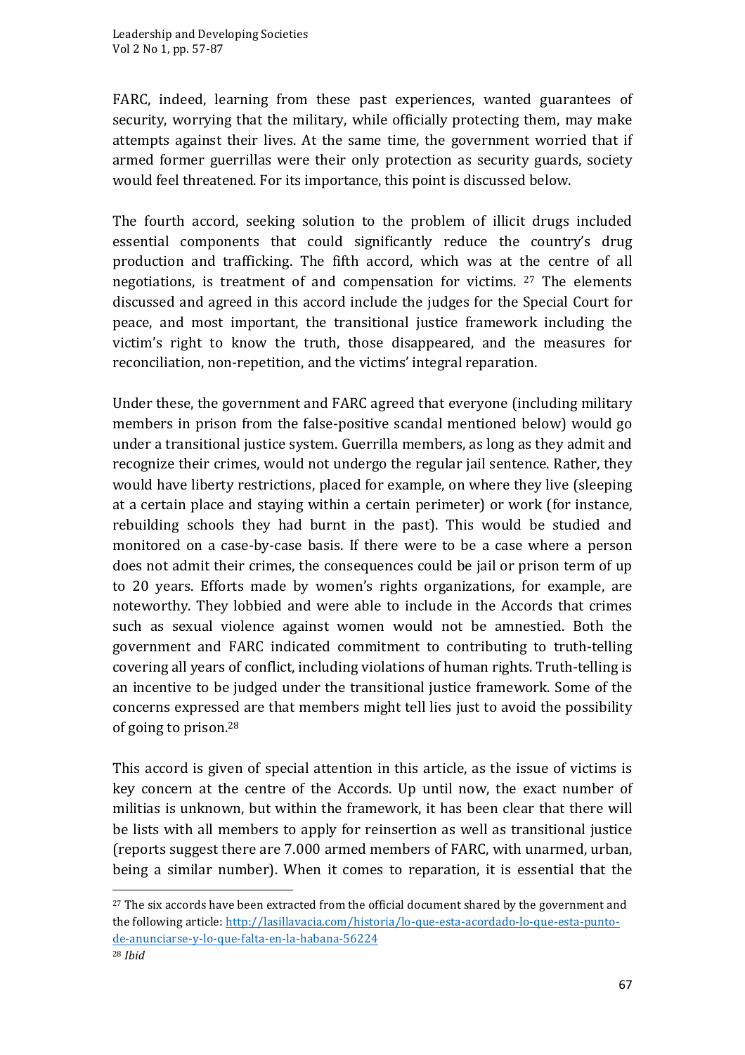FARC, indeed, learning from these past experiences, wanted guarantees of security, worrying that the military, while officially protecting them, may make attempts against their lives. At the same time, the government worried that if armed former guerrillas were their only protection as security guards, society would feel threatened. For its importance, this point is discussed below.

The fourth accord, seeking solution to the problem of illicit drugs included essential components that could significantly reduce the country's drug production and trafficking. The fifth accord, which was at the centre of all negotiations, is treatment of and compensation for victims. [27] The elements discussed and agreed in this accord include the judges for the Special Court for peace, and most important, the transitional justice framework including the victim's right to know the truth, those disappeared, and the measures for reconciliation, non-repetition, and the victims' integral reparation.

Under these, the government and FARC agreed that everyone (including military members in prison from the false-positive scandal mentioned below) would go under a transitional justice system. Guerrilla members, as long as they admit and recognize their crimes, would not undergo the regular jail sentence. Rather, they would have liberty restrictions, placed for example, on where they live (sleeping at a certain place and staying within a certain perimeter) or work (for instance, rebuilding schools they had burnt in the past). This would be studied and monitored on a case-by-case basis. If there were to be a case where a person does not admit their crimes, the consequences could be jail or prison term of up to 20 years. Efforts made by women's rights organizations, for example, are noteworthy. They lobbied and were able to include in the Accords that crimes such as sexual violence against women would not be amnestied. Both the government and FARC indicated commitment to contributing to truth-telling covering all years of conflict, including violations of human rights. Truth-telling is an incentive to be judged under the transitional justice framework. Some of the concerns expressed are that members might tell lies just to avoid the possibility of going to prison.[28]

This accord is given of special attention in this article, as the issue of victims is key concern at the centre of the Accords. Up until now, the exact number of militias is unknown, but within the framework, it has been clear that there will be lists with all members to apply for reinsertion as well as transitional justice (reports suggest there are 7.000 armed members of FARC, with unarmed, urban, being a similar number). When it comes to reparation, it is essential that the

---

[27] The six accords have been extracted from the official document shared by the government and the following article: http://lasillavacia.com/historia/lo-que-esta-acordado-lo-que-esta-punto-de-anunciarse-y-lo-que-falta-en-la-habana-56224

[28] *Ibid*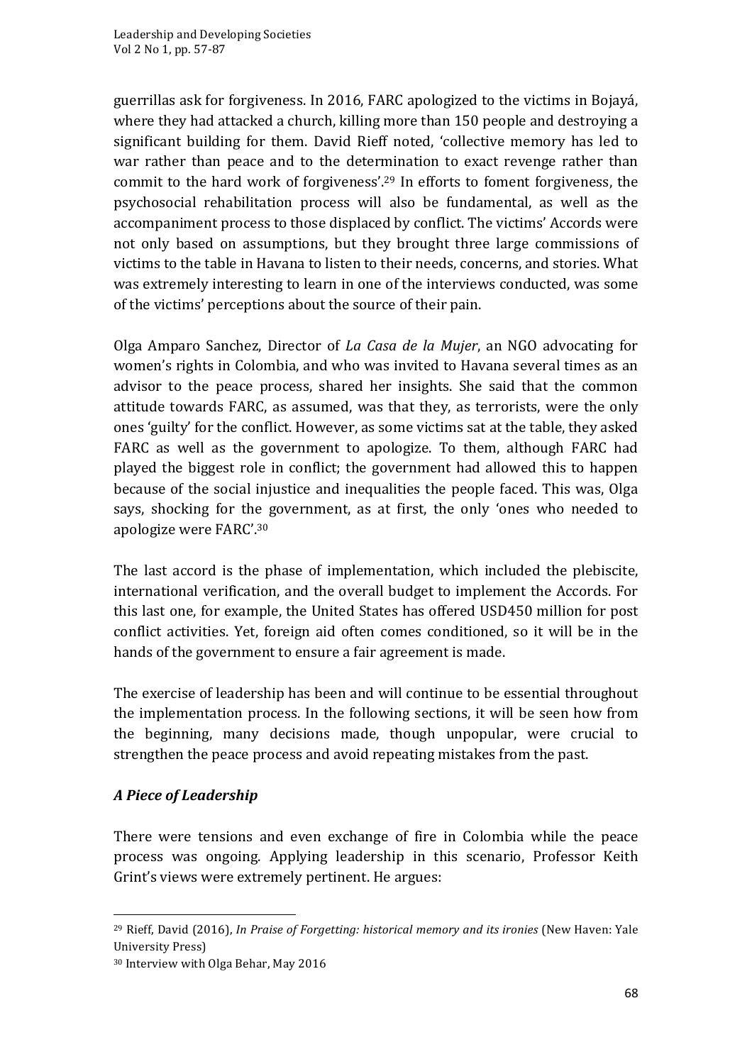guerrillas ask for forgiveness. In 2016, FARC apologized to the victims in Bojayá, where they had attacked a church, killing more than 150 people and destroying a significant building for them. David Rieff noted, 'collective memory has led to war rather than peace and to the determination to exact revenge rather than commit to the hard work of forgiveness'.[29] In efforts to foment forgiveness, the psychosocial rehabilitation process will also be fundamental, as well as the accompaniment process to those displaced by conflict. The victims' Accords were not only based on assumptions, but they brought three large commissions of victims to the table in Havana to listen to their needs, concerns, and stories. What was extremely interesting to learn in one of the interviews conducted, was some of the victims' perceptions about the source of their pain.

Olga Amparo Sanchez, Director of *La Casa de la Mujer*, an NGO advocating for women's rights in Colombia, and who was invited to Havana several times as an advisor to the peace process, shared her insights. She said that the common attitude towards FARC, as assumed, was that they, as terrorists, were the only ones 'guilty' for the conflict. However, as some victims sat at the table, they asked FARC as well as the government to apologize. To them, although FARC had played the biggest role in conflict; the government had allowed this to happen because of the social injustice and inequalities the people faced. This was, Olga says, shocking for the government, as at first, the only 'ones who needed to apologize were FARC'.[30]

The last accord is the phase of implementation, which included the plebiscite, international verification, and the overall budget to implement the Accords. For this last one, for example, the United States has offered USD450 million for post conflict activities. Yet, foreign aid often comes conditioned, so it will be in the hands of the government to ensure a fair agreement is made.

The exercise of leadership has been and will continue to be essential throughout the implementation process. In the following sections, it will be seen how from the beginning, many decisions made, though unpopular, were crucial to strengthen the peace process and avoid repeating mistakes from the past.

### *A Piece of Leadership*

There were tensions and even exchange of fire in Colombia while the peace process was ongoing. Applying leadership in this scenario, Professor Keith Grint's views were extremely pertinent. He argues:

---

[29] Rieff, David (2016), *In Praise of Forgetting: historical memory and its ironies* (New Haven: Yale University Press)

[30] Interview with Olga Behar, May 2016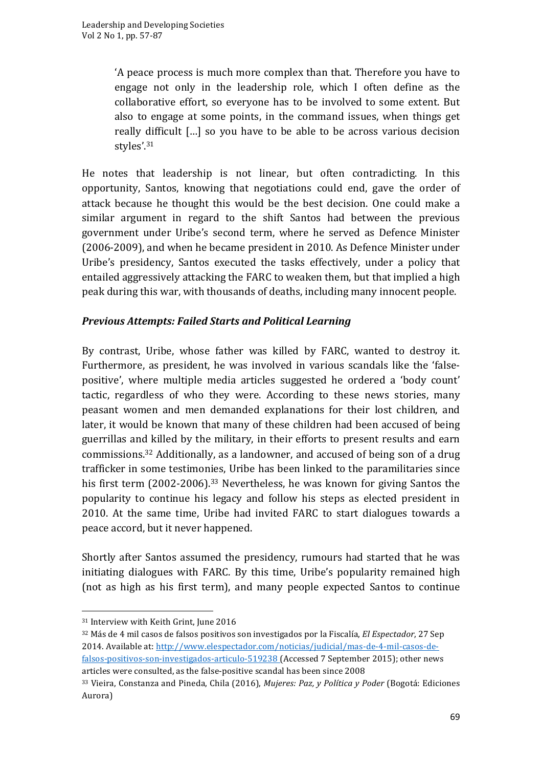> 'A peace process is much more complex than that. Therefore you have to engage not only in the leadership role, which I often define as the collaborative effort, so everyone has to be involved to some extent. But also to engage at some points, in the command issues, when things get really difficult [...] so you have to be able to be across various decision styles'.[31]

He notes that leadership is not linear, but often contradicting. In this opportunity, Santos, knowing that negotiations could end, gave the order of attack because he thought this would be the best decision. One could make a similar argument in regard to the shift Santos had between the previous government under Uribe's second term, where he served as Defence Minister (2006-2009), and when he became president in 2010. As Defence Minister under Uribe's presidency, Santos executed the tasks effectively, under a policy that entailed aggressively attacking the FARC to weaken them, but that implied a high peak during this war, with thousands of deaths, including many innocent people.

### *Previous Attempts: Failed Starts and Political Learning*

By contrast, Uribe, whose father was killed by FARC, wanted to destroy it. Furthermore, as president, he was involved in various scandals like the 'false-positive', where multiple media articles suggested he ordered a 'body count' tactic, regardless of who they were. According to these news stories, many peasant women and men demanded explanations for their lost children, and later, it would be known that many of these children had been accused of being guerrillas and killed by the military, in their efforts to present results and earn commissions.[32] Additionally, as a landowner, and accused of being son of a drug trafficker in some testimonies, Uribe has been linked to the paramilitaries since his first term (2002-2006).[33] Nevertheless, he was known for giving Santos the popularity to continue his legacy and follow his steps as elected president in 2010. At the same time, Uribe had invited FARC to start dialogues towards a peace accord, but it never happened.

Shortly after Santos assumed the presidency, rumours had started that he was initiating dialogues with FARC. By this time, Uribe's popularity remained high (not as high as his first term), and many people expected Santos to continue

---

[31] Interview with Keith Grint, June 2016

[32] Más de 4 mil casos de falsos positivos son investigados por la Fiscalía, *El Espectador*, 27 Sep 2014. Available at: http://www.elespectador.com/noticias/judicial/mas-de-4-mil-casos-de-falsos-positivos-son-investigados-articulo-519238 (Accessed 7 September 2015); other news articles were consulted, as the false-positive scandal has been since 2008

[33] Vieira, Constanza and Pineda, Chila (2016), *Mujeres: Paz, y Política y Poder* (Bogotá: Ediciones Aurora)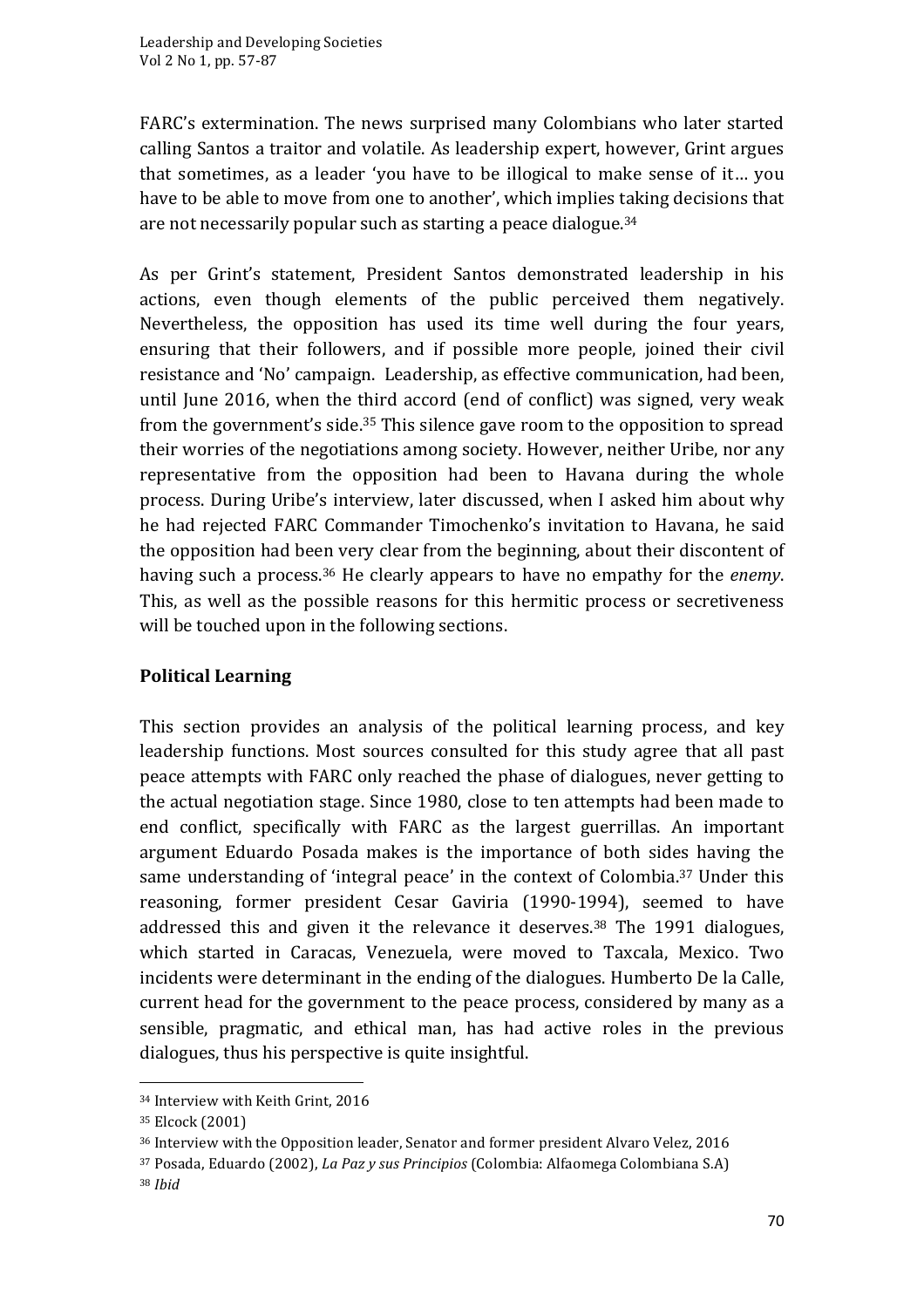FARC's extermination. The news surprised many Colombians who later started calling Santos a traitor and volatile. As leadership expert, however, Grint argues that sometimes, as a leader 'you have to be illogical to make sense of it… you have to be able to move from one to another', which implies taking decisions that are not necessarily popular such as starting a peace dialogue.[34]

As per Grint's statement, President Santos demonstrated leadership in his actions, even though elements of the public perceived them negatively. Nevertheless, the opposition has used its time well during the four years, ensuring that their followers, and if possible more people, joined their civil resistance and 'No' campaign. Leadership, as effective communication, had been, until June 2016, when the third accord (end of conflict) was signed, very weak from the government's side.[35] This silence gave room to the opposition to spread their worries of the negotiations among society. However, neither Uribe, nor any representative from the opposition had been to Havana during the whole process. During Uribe's interview, later discussed, when I asked him about why he had rejected FARC Commander Timochenko's invitation to Havana, he said the opposition had been very clear from the beginning, about their discontent of having such a process.[36] He clearly appears to have no empathy for the *enemy*. This, as well as the possible reasons for this hermitic process or secretiveness will be touched upon in the following sections.

## Political Learning

This section provides an analysis of the political learning process, and key leadership functions. Most sources consulted for this study agree that all past peace attempts with FARC only reached the phase of dialogues, never getting to the actual negotiation stage. Since 1980, close to ten attempts had been made to end conflict, specifically with FARC as the largest guerrillas. An important argument Eduardo Posada makes is the importance of both sides having the same understanding of 'integral peace' in the context of Colombia.[37] Under this reasoning, former president Cesar Gaviria (1990-1994), seemed to have addressed this and given it the relevance it deserves.[38] The 1991 dialogues, which started in Caracas, Venezuela, were moved to Taxcala, Mexico. Two incidents were determinant in the ending of the dialogues. Humberto De la Calle, current head for the government to the peace process, considered by many as a sensible, pragmatic, and ethical man, has had active roles in the previous dialogues, thus his perspective is quite insightful.

---

[34] Interview with Keith Grint, 2016

[35] Elcock (2001)

[36] Interview with the Opposition leader, Senator and former president Alvaro Velez, 2016

[37] Posada, Eduardo (2002), *La Paz y sus Principios* (Colombia: Alfaomega Colombiana S.A)

[38] *Ibid*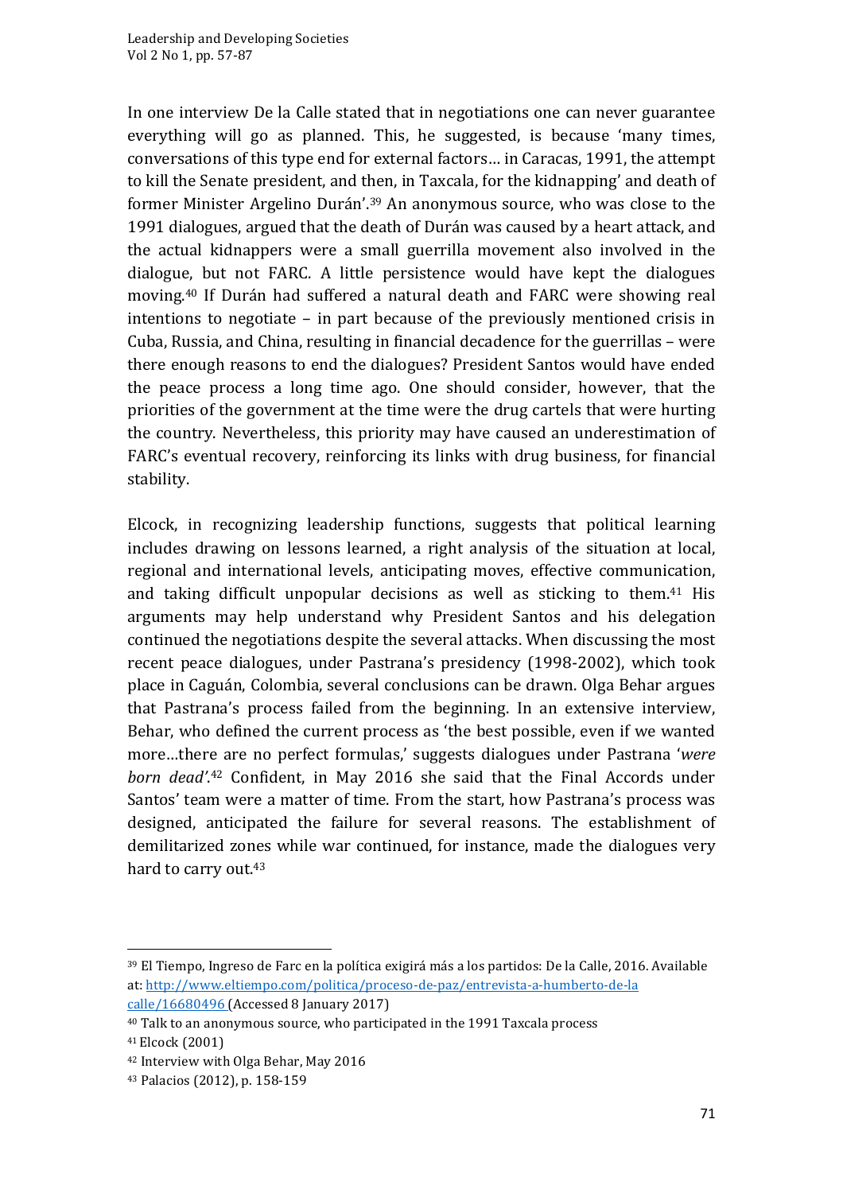In one interview De la Calle stated that in negotiations one can never guarantee everything will go as planned. This, he suggested, is because 'many times, conversations of this type end for external factors… in Caracas, 1991, the attempt to kill the Senate president, and then, in Taxcala, for the kidnapping' and death of former Minister Argelino Durán'.[39] An anonymous source, who was close to the 1991 dialogues, argued that the death of Durán was caused by a heart attack, and the actual kidnappers were a small guerrilla movement also involved in the dialogue, but not FARC. A little persistence would have kept the dialogues moving.[40] If Durán had suffered a natural death and FARC were showing real intentions to negotiate – in part because of the previously mentioned crisis in Cuba, Russia, and China, resulting in financial decadence for the guerrillas – were there enough reasons to end the dialogues? President Santos would have ended the peace process a long time ago. One should consider, however, that the priorities of the government at the time were the drug cartels that were hurting the country. Nevertheless, this priority may have caused an underestimation of FARC's eventual recovery, reinforcing its links with drug business, for financial stability.

Elcock, in recognizing leadership functions, suggests that political learning includes drawing on lessons learned, a right analysis of the situation at local, regional and international levels, anticipating moves, effective communication, and taking difficult unpopular decisions as well as sticking to them.[41] His arguments may help understand why President Santos and his delegation continued the negotiations despite the several attacks. When discussing the most recent peace dialogues, under Pastrana's presidency (1998-2002), which took place in Caguán, Colombia, several conclusions can be drawn. Olga Behar argues that Pastrana's process failed from the beginning. In an extensive interview, Behar, who defined the current process as 'the best possible, even if we wanted more…there are no perfect formulas,' suggests dialogues under Pastrana '*were born dead'*.[42] Confident, in May 2016 she said that the Final Accords under Santos' team were a matter of time. From the start, how Pastrana's process was designed, anticipated the failure for several reasons. The establishment of demilitarized zones while war continued, for instance, made the dialogues very hard to carry out.[43]

---

[39] El Tiempo, Ingreso de Farc en la política exigirá más a los partidos: De la Calle, 2016. Available at: http://www.eltiempo.com/politica/proceso-de-paz/entrevista-a-humberto-de-la calle/16680496 (Accessed 8 January 2017)

[40] Talk to an anonymous source, who participated in the 1991 Taxcala process

[41] Elcock (2001)

[42] Interview with Olga Behar, May 2016

[43] Palacios (2012), p. 158-159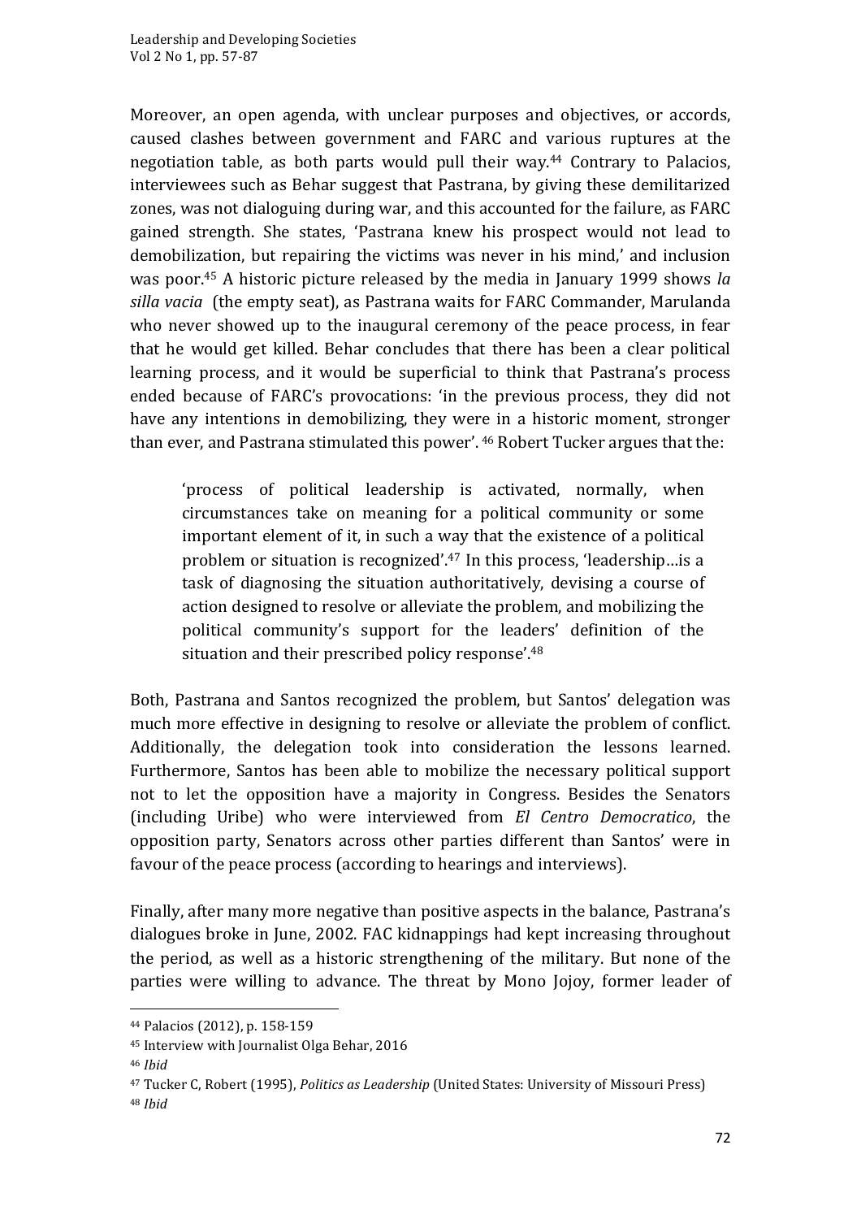Moreover, an open agenda, with unclear purposes and objectives, or accords, caused clashes between government and FARC and various ruptures at the negotiation table, as both parts would pull their way.[44] Contrary to Palacios, interviewees such as Behar suggest that Pastrana, by giving these demilitarized zones, was not dialoguing during war, and this accounted for the failure, as FARC gained strength. She states, 'Pastrana knew his prospect would not lead to demobilization, but repairing the victims was never in his mind,' and inclusion was poor.[45] A historic picture released by the media in January 1999 shows *la silla vacia* (the empty seat), as Pastrana waits for FARC Commander, Marulanda who never showed up to the inaugural ceremony of the peace process, in fear that he would get killed. Behar concludes that there has been a clear political learning process, and it would be superficial to think that Pastrana's process ended because of FARC's provocations: 'in the previous process, they did not have any intentions in demobilizing, they were in a historic moment, stronger than ever, and Pastrana stimulated this power'.[46] Robert Tucker argues that the:

> 'process of political leadership is activated, normally, when circumstances take on meaning for a political community or some important element of it, in such a way that the existence of a political problem or situation is recognized'.[47] In this process, 'leadership…is a task of diagnosing the situation authoritatively, devising a course of action designed to resolve or alleviate the problem, and mobilizing the political community's support for the leaders' definition of the situation and their prescribed policy response'.[48]

Both, Pastrana and Santos recognized the problem, but Santos' delegation was much more effective in designing to resolve or alleviate the problem of conflict. Additionally, the delegation took into consideration the lessons learned. Furthermore, Santos has been able to mobilize the necessary political support not to let the opposition have a majority in Congress. Besides the Senators (including Uribe) who were interviewed from *El Centro Democratico*, the opposition party, Senators across other parties different than Santos' were in favour of the peace process (according to hearings and interviews).

Finally, after many more negative than positive aspects in the balance, Pastrana's dialogues broke in June, 2002. FAC kidnappings had kept increasing throughout the period, as well as a historic strengthening of the military. But none of the parties were willing to advance. The threat by Mono Jojoy, former leader of

---

[44] Palacios (2012), p. 158-159

[45] Interview with Journalist Olga Behar, 2016

[46] *Ibid*

[47] Tucker C, Robert (1995), *Politics as Leadership* (United States: University of Missouri Press)

[48] *Ibid*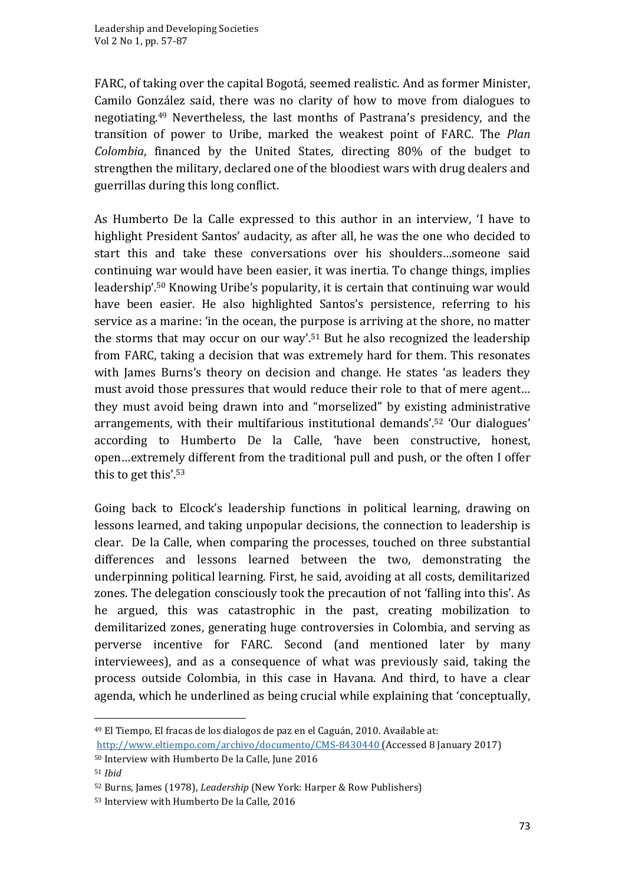FARC, of taking over the capital Bogotá, seemed realistic. And as former Minister, Camilo González said, there was no clarity of how to move from dialogues to negotiating.[49] Nevertheless, the last months of Pastrana's presidency, and the transition of power to Uribe, marked the weakest point of FARC. The *Plan Colombia*, financed by the United States, directing 80% of the budget to strengthen the military, declared one of the bloodiest wars with drug dealers and guerrillas during this long conflict.

As Humberto De la Calle expressed to this author in an interview, 'I have to highlight President Santos' audacity, as after all, he was the one who decided to start this and take these conversations over his shoulders…someone said continuing war would have been easier, it was inertia. To change things, implies leadership'.[50] Knowing Uribe's popularity, it is certain that continuing war would have been easier. He also highlighted Santos's persistence, referring to his service as a marine: 'in the ocean, the purpose is arriving at the shore, no matter the storms that may occur on our way'.[51] But he also recognized the leadership from FARC, taking a decision that was extremely hard for them. This resonates with James Burns's theory on decision and change. He states 'as leaders they must avoid those pressures that would reduce their role to that of mere agent… they must avoid being drawn into and "morselized" by existing administrative arrangements, with their multifarious institutional demands'.[52] 'Our dialogues' according to Humberto De la Calle, 'have been constructive, honest, open…extremely different from the traditional pull and push, or the often I offer this to get this'.[53]

Going back to Elcock's leadership functions in political learning, drawing on lessons learned, and taking unpopular decisions, the connection to leadership is clear. De la Calle, when comparing the processes, touched on three substantial differences and lessons learned between the two, demonstrating the underpinning political learning. First, he said, avoiding at all costs, demilitarized zones. The delegation consciously took the precaution of not 'falling into this'. As he argued, this was catastrophic in the past, creating mobilization to demilitarized zones, generating huge controversies in Colombia, and serving as perverse incentive for FARC. Second (and mentioned later by many interviewees), and as a consequence of what was previously said, taking the process outside Colombia, in this case in Havana. And third, to have a clear agenda, which he underlined as being crucial while explaining that 'conceptually,

---

[49] El Tiempo, El fracas de los dialogos de paz en el Caguán, 2010. Available at: http://www.eltiempo.com/archivo/documento/CMS-8430440 (Accessed 8 January 2017)

[50] Interview with Humberto De la Calle, June 2016

[51] *Ibid*

[52] Burns, James (1978), *Leadership* (New York: Harper & Row Publishers)

[53] Interview with Humberto De la Calle, 2016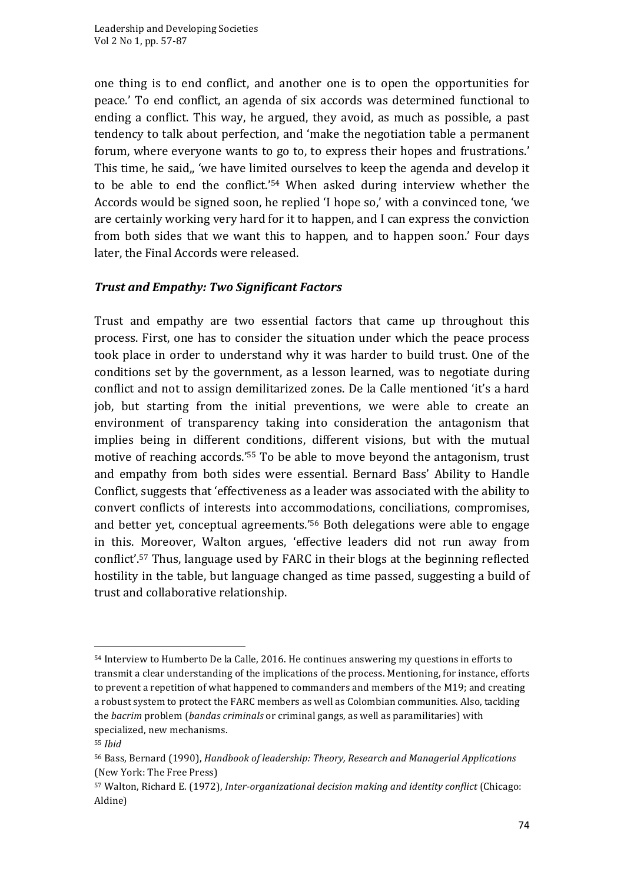one thing is to end conflict, and another one is to open the opportunities for peace.' To end conflict, an agenda of six accords was determined functional to ending a conflict. This way, he argued, they avoid, as much as possible, a past tendency to talk about perfection, and 'make the negotiation table a permanent forum, where everyone wants to go to, to express their hopes and frustrations.' This time, he said,, 'we have limited ourselves to keep the agenda and develop it to be able to end the conflict.'[54] When asked during interview whether the Accords would be signed soon, he replied 'I hope so,' with a convinced tone, 'we are certainly working very hard for it to happen, and I can express the conviction from both sides that we want this to happen, and to happen soon.' Four days later, the Final Accords were released.

### ***Trust and Empathy: Two Significant Factors***

Trust and empathy are two essential factors that came up throughout this process. First, one has to consider the situation under which the peace process took place in order to understand why it was harder to build trust. One of the conditions set by the government, as a lesson learned, was to negotiate during conflict and not to assign demilitarized zones. De la Calle mentioned 'it's a hard job, but starting from the initial preventions, we were able to create an environment of transparency taking into consideration the antagonism that implies being in different conditions, different visions, but with the mutual motive of reaching accords.'[55] To be able to move beyond the antagonism, trust and empathy from both sides were essential. Bernard Bass' Ability to Handle Conflict, suggests that 'effectiveness as a leader was associated with the ability to convert conflicts of interests into accommodations, conciliations, compromises, and better yet, conceptual agreements.'[56] Both delegations were able to engage in this. Moreover, Walton argues, 'effective leaders did not run away from conflict'.[57] Thus, language used by FARC in their blogs at the beginning reflected hostility in the table, but language changed as time passed, suggesting a build of trust and collaborative relationship.

---

[54] Interview to Humberto De la Calle, 2016. He continues answering my questions in efforts to transmit a clear understanding of the implications of the process. Mentioning, for instance, efforts to prevent a repetition of what happened to commanders and members of the M19; and creating a robust system to protect the FARC members as well as Colombian communities. Also, tackling the *bacrim* problem (*bandas criminals* or criminal gangs, as well as paramilitaries) with specialized, new mechanisms.

[55] *Ibid*

[56] Bass, Bernard (1990), *Handbook of leadership: Theory, Research and Managerial Applications* (New York: The Free Press)

[57] Walton, Richard E. (1972), *Inter-organizational decision making and identity conflict* (Chicago: Aldine)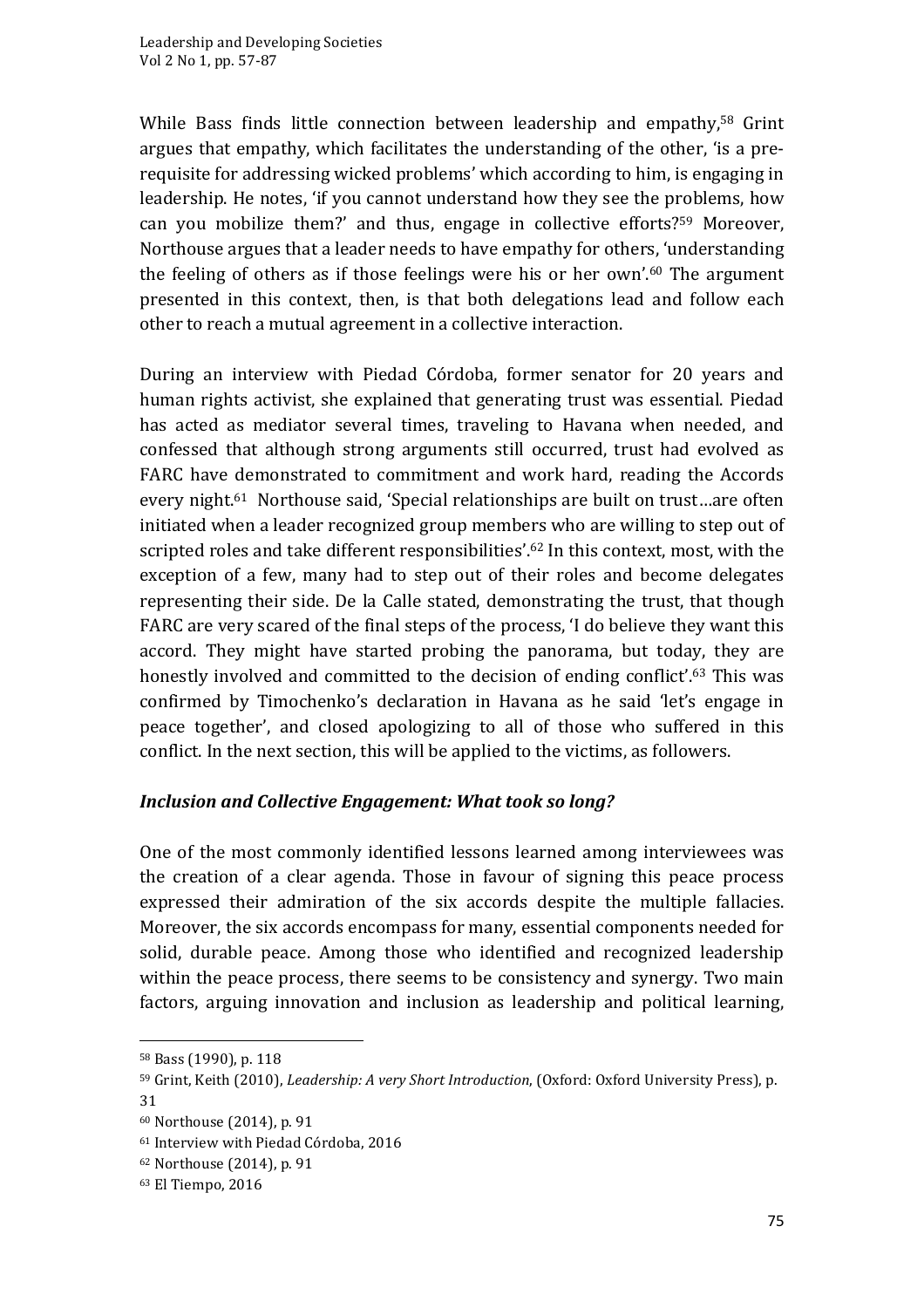While Bass finds little connection between leadership and empathy,[58] Grint argues that empathy, which facilitates the understanding of the other, 'is a pre-requisite for addressing wicked problems' which according to him, is engaging in leadership. He notes, 'if you cannot understand how they see the problems, how can you mobilize them?' and thus, engage in collective efforts?[59] Moreover, Northouse argues that a leader needs to have empathy for others, 'understanding the feeling of others as if those feelings were his or her own'.[60] The argument presented in this context, then, is that both delegations lead and follow each other to reach a mutual agreement in a collective interaction.

During an interview with Piedad Córdoba, former senator for 20 years and human rights activist, she explained that generating trust was essential. Piedad has acted as mediator several times, traveling to Havana when needed, and confessed that although strong arguments still occurred, trust had evolved as FARC have demonstrated to commitment and work hard, reading the Accords every night.[61] Northouse said, 'Special relationships are built on trust…are often initiated when a leader recognized group members who are willing to step out of scripted roles and take different responsibilities'.[62] In this context, most, with the exception of a few, many had to step out of their roles and become delegates representing their side. De la Calle stated, demonstrating the trust, that though FARC are very scared of the final steps of the process, 'I do believe they want this accord. They might have started probing the panorama, but today, they are honestly involved and committed to the decision of ending conflict'.[63] This was confirmed by Timochenko's declaration in Havana as he said 'let's engage in peace together', and closed apologizing to all of those who suffered in this conflict. In the next section, this will be applied to the victims, as followers.

### *Inclusion and Collective Engagement: What took so long?*

One of the most commonly identified lessons learned among interviewees was the creation of a clear agenda. Those in favour of signing this peace process expressed their admiration of the six accords despite the multiple fallacies. Moreover, the six accords encompass for many, essential components needed for solid, durable peace. Among those who identified and recognized leadership within the peace process, there seems to be consistency and synergy. Two main factors, arguing innovation and inclusion as leadership and political learning,

---

[58] Bass (1990), p. 118

[59] Grint, Keith (2010), *Leadership: A very Short Introduction*, (Oxford: Oxford University Press), p. 31

[60] Northouse (2014), p. 91

[61] Interview with Piedad Córdoba, 2016

[62] Northouse (2014), p. 91

[63] El Tiempo, 2016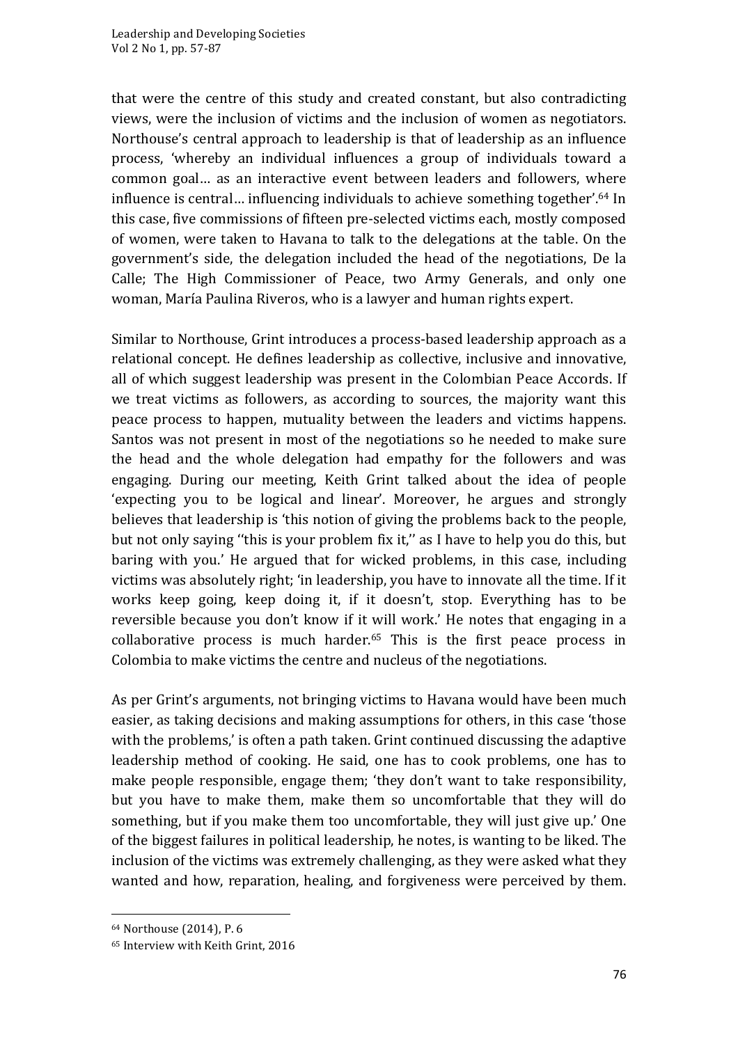that were the centre of this study and created constant, but also contradicting views, were the inclusion of victims and the inclusion of women as negotiators. Northouse's central approach to leadership is that of leadership as an influence process, 'whereby an individual influences a group of individuals toward a common goal… as an interactive event between leaders and followers, where influence is central… influencing individuals to achieve something together'.[64] In this case, five commissions of fifteen pre-selected victims each, mostly composed of women, were taken to Havana to talk to the delegations at the table. On the government's side, the delegation included the head of the negotiations, De la Calle; The High Commissioner of Peace, two Army Generals, and only one woman, María Paulina Riveros, who is a lawyer and human rights expert.

Similar to Northouse, Grint introduces a process-based leadership approach as a relational concept. He defines leadership as collective, inclusive and innovative, all of which suggest leadership was present in the Colombian Peace Accords. If we treat victims as followers, as according to sources, the majority want this peace process to happen, mutuality between the leaders and victims happens. Santos was not present in most of the negotiations so he needed to make sure the head and the whole delegation had empathy for the followers and was engaging. During our meeting, Keith Grint talked about the idea of people 'expecting you to be logical and linear'. Moreover, he argues and strongly believes that leadership is 'this notion of giving the problems back to the people, but not only saying ''this is your problem fix it,'' as I have to help you do this, but baring with you.' He argued that for wicked problems, in this case, including victims was absolutely right; 'in leadership, you have to innovate all the time. If it works keep going, keep doing it, if it doesn't, stop. Everything has to be reversible because you don't know if it will work.' He notes that engaging in a collaborative process is much harder.[65] This is the first peace process in Colombia to make victims the centre and nucleus of the negotiations.

As per Grint's arguments, not bringing victims to Havana would have been much easier, as taking decisions and making assumptions for others, in this case 'those with the problems,' is often a path taken. Grint continued discussing the adaptive leadership method of cooking. He said, one has to cook problems, one has to make people responsible, engage them; 'they don't want to take responsibility, but you have to make them, make them so uncomfortable that they will do something, but if you make them too uncomfortable, they will just give up.' One of the biggest failures in political leadership, he notes, is wanting to be liked. The inclusion of the victims was extremely challenging, as they were asked what they wanted and how, reparation, healing, and forgiveness were perceived by them.

---

[64] Northouse (2014), P. 6

[65] Interview with Keith Grint, 2016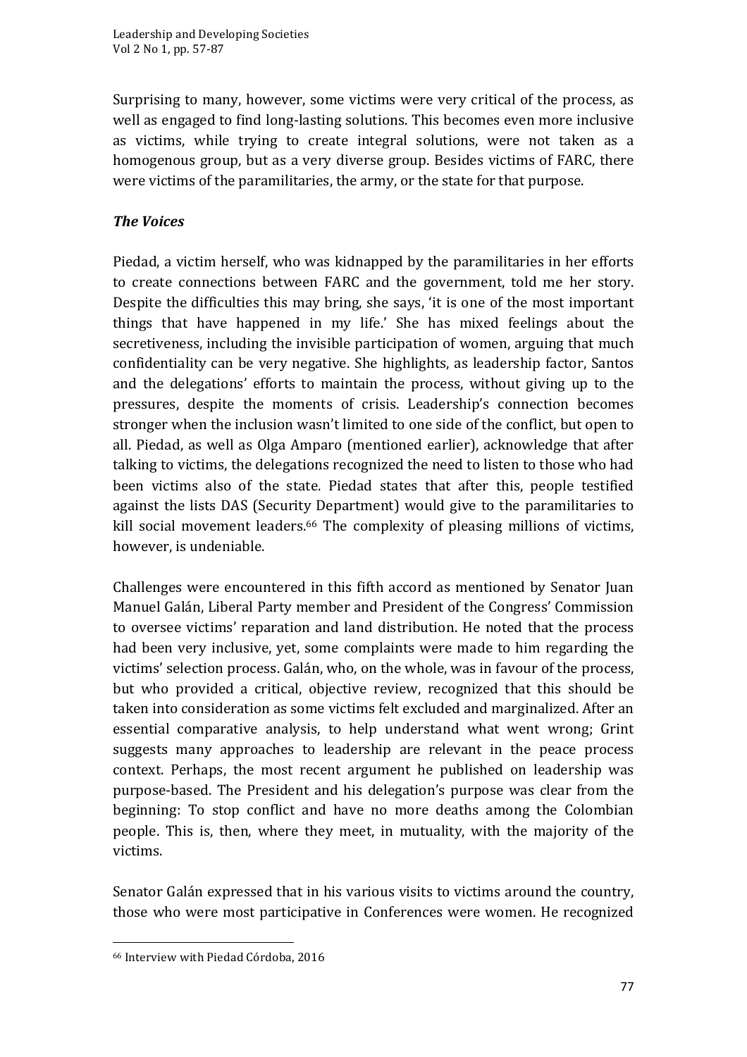Surprising to many, however, some victims were very critical of the process, as well as engaged to find long-lasting solutions. This becomes even more inclusive as victims, while trying to create integral solutions, were not taken as a homogenous group, but as a very diverse group. Besides victims of FARC, there were victims of the paramilitaries, the army, or the state for that purpose.

***The Voices***

Piedad, a victim herself, who was kidnapped by the paramilitaries in her efforts to create connections between FARC and the government, told me her story. Despite the difficulties this may bring, she says, 'it is one of the most important things that have happened in my life.' She has mixed feelings about the secretiveness, including the invisible participation of women, arguing that much confidentiality can be very negative. She highlights, as leadership factor, Santos and the delegations' efforts to maintain the process, without giving up to the pressures, despite the moments of crisis. Leadership's connection becomes stronger when the inclusion wasn't limited to one side of the conflict, but open to all. Piedad, as well as Olga Amparo (mentioned earlier), acknowledge that after talking to victims, the delegations recognized the need to listen to those who had been victims also of the state. Piedad states that after this, people testified against the lists DAS (Security Department) would give to the paramilitaries to kill social movement leaders.[66] The complexity of pleasing millions of victims, however, is undeniable.

Challenges were encountered in this fifth accord as mentioned by Senator Juan Manuel Galán, Liberal Party member and President of the Congress' Commission to oversee victims' reparation and land distribution. He noted that the process had been very inclusive, yet, some complaints were made to him regarding the victims' selection process. Galán, who, on the whole, was in favour of the process, but who provided a critical, objective review, recognized that this should be taken into consideration as some victims felt excluded and marginalized. After an essential comparative analysis, to help understand what went wrong; Grint suggests many approaches to leadership are relevant in the peace process context. Perhaps, the most recent argument he published on leadership was purpose-based. The President and his delegation's purpose was clear from the beginning: To stop conflict and have no more deaths among the Colombian people. This is, then, where they meet, in mutuality, with the majority of the victims.

Senator Galán expressed that in his various visits to victims around the country, those who were most participative in Conferences were women. He recognized

---

[66] Interview with Piedad Córdoba, 2016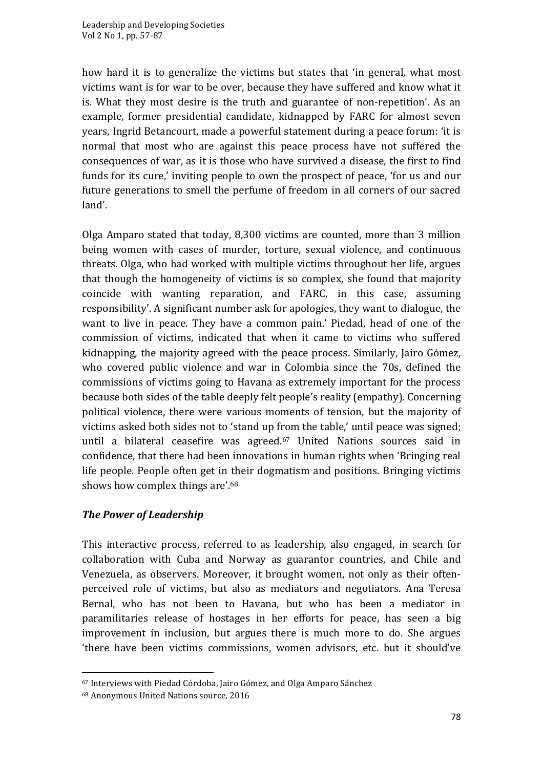how hard it is to generalize the victims but states that 'in general, what most victims want is for war to be over, because they have suffered and know what it is. What they most desire is the truth and guarantee of non-repetition'. As an example, former presidential candidate, kidnapped by FARC for almost seven years, Ingrid Betancourt, made a powerful statement during a peace forum: 'it is normal that most who are against this peace process have not suffered the consequences of war, as it is those who have survived a disease, the first to find funds for its cure,' inviting people to own the prospect of peace, 'for us and our future generations to smell the perfume of freedom in all corners of our sacred land'.

Olga Amparo stated that today, 8,300 victims are counted, more than 3 million being women with cases of murder, torture, sexual violence, and continuous threats. Olga, who had worked with multiple victims throughout her life, argues that though the homogeneity of victims is so complex, she found that majority coincide with wanting reparation, and FARC, in this case, assuming responsibility'. A significant number ask for apologies, they want to dialogue, the want to live in peace. They have a common pain.' Piedad, head of one of the commission of victims, indicated that when it came to victims who suffered kidnapping, the majority agreed with the peace process. Similarly, Jairo Gómez, who covered public violence and war in Colombia since the 70s, defined the commissions of victims going to Havana as extremely important for the process because both sides of the table deeply felt people's reality (empathy). Concerning political violence, there were various moments of tension, but the majority of victims asked both sides not to 'stand up from the table,' until peace was signed; until a bilateral ceasefire was agreed.[67] United Nations sources said in confidence, that there had been innovations in human rights when 'Bringing real life people. People often get in their dogmatism and positions. Bringing victims shows how complex things are'.[68]

### *The Power of Leadership*

This interactive process, referred to as leadership, also engaged, in search for collaboration with Cuba and Norway as guarantor countries, and Chile and Venezuela, as observers. Moreover, it brought women, not only as their often-perceived role of victims, but also as mediators and negotiators. Ana Teresa Bernal, who has not been to Havana, but who has been a mediator in paramilitaries release of hostages in her efforts for peace, has seen a big improvement in inclusion, but argues there is much more to do. She argues 'there have been victims commissions, women advisors, etc. but it should've

[67] Interviews with Piedad Córdoba, Jairo Gómez, and Olga Amparo Sánchez

[68] Anonymous United Nations source, 2016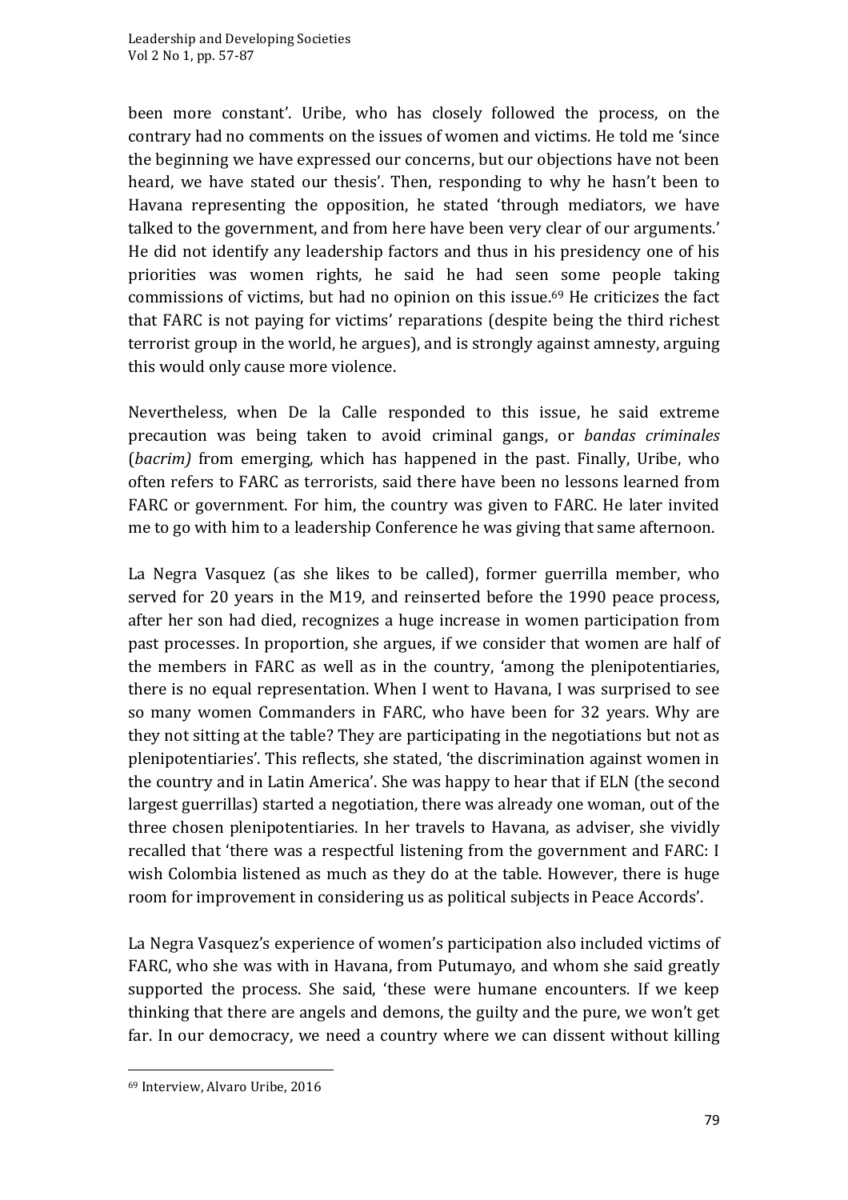been more constant'. Uribe, who has closely followed the process, on the contrary had no comments on the issues of women and victims. He told me 'since the beginning we have expressed our concerns, but our objections have not been heard, we have stated our thesis'. Then, responding to why he hasn't been to Havana representing the opposition, he stated 'through mediators, we have talked to the government, and from here have been very clear of our arguments.' He did not identify any leadership factors and thus in his presidency one of his priorities was women rights, he said he had seen some people taking commissions of victims, but had no opinion on this issue.[69] He criticizes the fact that FARC is not paying for victims' reparations (despite being the third richest terrorist group in the world, he argues), and is strongly against amnesty, arguing this would only cause more violence.

Nevertheless, when De la Calle responded to this issue, he said extreme precaution was being taken to avoid criminal gangs, or *bandas criminales* (*bacrim)* from emerging, which has happened in the past. Finally, Uribe, who often refers to FARC as terrorists, said there have been no lessons learned from FARC or government. For him, the country was given to FARC. He later invited me to go with him to a leadership Conference he was giving that same afternoon.

La Negra Vasquez (as she likes to be called), former guerrilla member, who served for 20 years in the M19, and reinserted before the 1990 peace process, after her son had died, recognizes a huge increase in women participation from past processes. In proportion, she argues, if we consider that women are half of the members in FARC as well as in the country, 'among the plenipotentiaries, there is no equal representation. When I went to Havana, I was surprised to see so many women Commanders in FARC, who have been for 32 years. Why are they not sitting at the table? They are participating in the negotiations but not as plenipotentiaries'. This reflects, she stated, 'the discrimination against women in the country and in Latin America'. She was happy to hear that if ELN (the second largest guerrillas) started a negotiation, there was already one woman, out of the three chosen plenipotentiaries. In her travels to Havana, as adviser, she vividly recalled that 'there was a respectful listening from the government and FARC: I wish Colombia listened as much as they do at the table. However, there is huge room for improvement in considering us as political subjects in Peace Accords'.

La Negra Vasquez's experience of women's participation also included victims of FARC, who she was with in Havana, from Putumayo, and whom she said greatly supported the process. She said, 'these were humane encounters. If we keep thinking that there are angels and demons, the guilty and the pure, we won't get far. In our democracy, we need a country where we can dissent without killing

[69] Interview, Alvaro Uribe, 2016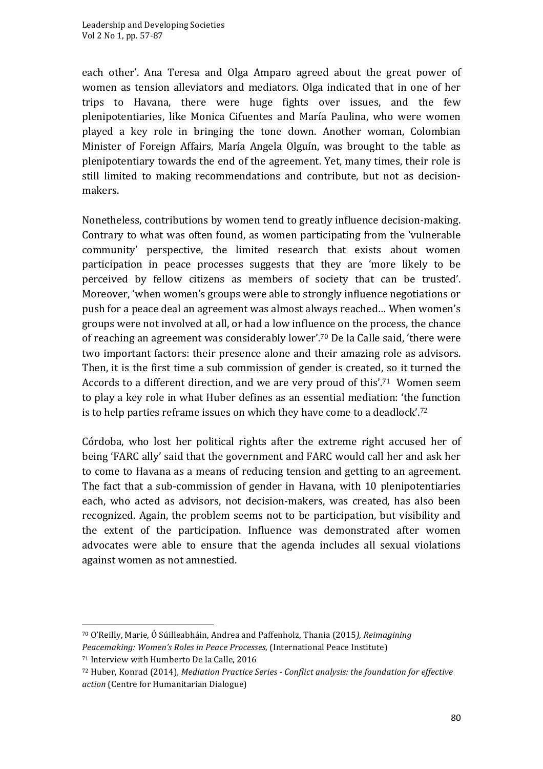each other'. Ana Teresa and Olga Amparo agreed about the great power of women as tension alleviators and mediators. Olga indicated that in one of her trips to Havana, there were huge fights over issues, and the few plenipotentiaries, like Monica Cifuentes and María Paulina, who were women played a key role in bringing the tone down. Another woman, Colombian Minister of Foreign Affairs, María Angela Olguín, was brought to the table as plenipotentiary towards the end of the agreement. Yet, many times, their role is still limited to making recommendations and contribute, but not as decision-makers.

Nonetheless, contributions by women tend to greatly influence decision-making. Contrary to what was often found, as women participating from the 'vulnerable community' perspective, the limited research that exists about women participation in peace processes suggests that they are 'more likely to be perceived by fellow citizens as members of society that can be trusted'. Moreover, 'when women's groups were able to strongly influence negotiations or push for a peace deal an agreement was almost always reached… When women's groups were not involved at all, or had a low influence on the process, the chance of reaching an agreement was considerably lower'.[70] De la Calle said, 'there were two important factors: their presence alone and their amazing role as advisors. Then, it is the first time a sub commission of gender is created, so it turned the Accords to a different direction, and we are very proud of this'.[71] Women seem to play a key role in what Huber defines as an essential mediation: 'the function is to help parties reframe issues on which they have come to a deadlock'.[72]

Córdoba, who lost her political rights after the extreme right accused her of being 'FARC ally' said that the government and FARC would call her and ask her to come to Havana as a means of reducing tension and getting to an agreement. The fact that a sub-commission of gender in Havana, with 10 plenipotentiaries each, who acted as advisors, not decision-makers, was created, has also been recognized. Again, the problem seems not to be participation, but visibility and the extent of the participation. Influence was demonstrated after women advocates were able to ensure that the agenda includes all sexual violations against women as not amnestied.

---

[70] O'Reilly, Marie, Ó Súilleabháin, Andrea and Paffenholz, Thania (2015*), Reimagining Peacemaking: Women's Roles in Peace Processes*, (International Peace Institute)

[71] Interview with Humberto De la Calle, 2016

[72] Huber, Konrad (2014)*, Mediation Practice Series - Conflict analysis: the foundation for effective action* (Centre for Humanitarian Dialogue)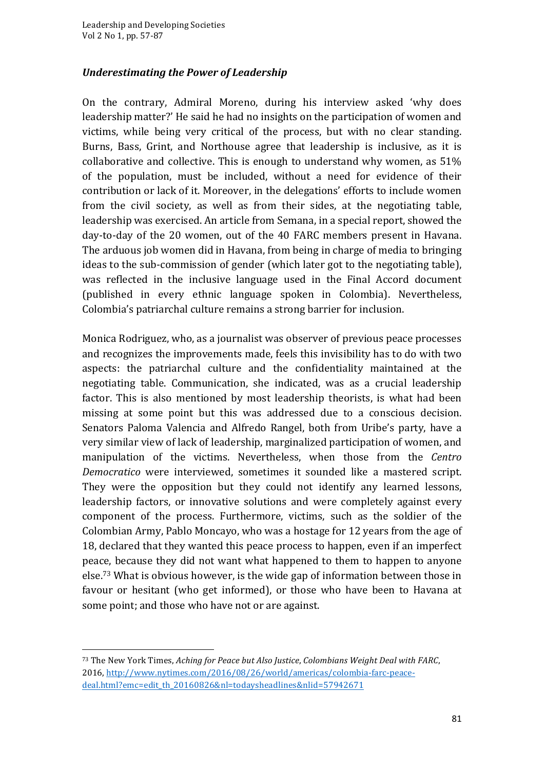### *Underestimating the Power of Leadership*

On the contrary, Admiral Moreno, during his interview asked 'why does leadership matter?' He said he had no insights on the participation of women and victims, while being very critical of the process, but with no clear standing. Burns, Bass, Grint, and Northouse agree that leadership is inclusive, as it is collaborative and collective. This is enough to understand why women, as 51% of the population, must be included, without a need for evidence of their contribution or lack of it. Moreover, in the delegations' efforts to include women from the civil society, as well as from their sides, at the negotiating table, leadership was exercised. An article from Semana, in a special report, showed the day-to-day of the 20 women, out of the 40 FARC members present in Havana. The arduous job women did in Havana, from being in charge of media to bringing ideas to the sub-commission of gender (which later got to the negotiating table), was reflected in the inclusive language used in the Final Accord document (published in every ethnic language spoken in Colombia). Nevertheless, Colombia's patriarchal culture remains a strong barrier for inclusion.

Monica Rodriguez, who, as a journalist was observer of previous peace processes and recognizes the improvements made, feels this invisibility has to do with two aspects: the patriarchal culture and the confidentiality maintained at the negotiating table. Communication, she indicated, was as a crucial leadership factor. This is also mentioned by most leadership theorists, is what had been missing at some point but this was addressed due to a conscious decision. Senators Paloma Valencia and Alfredo Rangel, both from Uribe's party, have a very similar view of lack of leadership, marginalized participation of women, and manipulation of the victims. Nevertheless, when those from the *Centro Democratico* were interviewed, sometimes it sounded like a mastered script. They were the opposition but they could not identify any learned lessons, leadership factors, or innovative solutions and were completely against every component of the process. Furthermore, victims, such as the soldier of the Colombian Army, Pablo Moncayo, who was a hostage for 12 years from the age of 18, declared that they wanted this peace process to happen, even if an imperfect peace, because they did not want what happened to them to happen to anyone else.[73] What is obvious however, is the wide gap of information between those in favour or hesitant (who get informed), or those who have been to Havana at some point; and those who have not or are against.

---

[73] The New York Times, *Aching for Peace but Also Justice*, *Colombians Weight Deal with FARC*, 2016, http://www.nytimes.com/2016/08/26/world/americas/colombia-farc-peace-deal.html?emc=edit_th_20160826&nl=todaysheadlines&nlid=57942671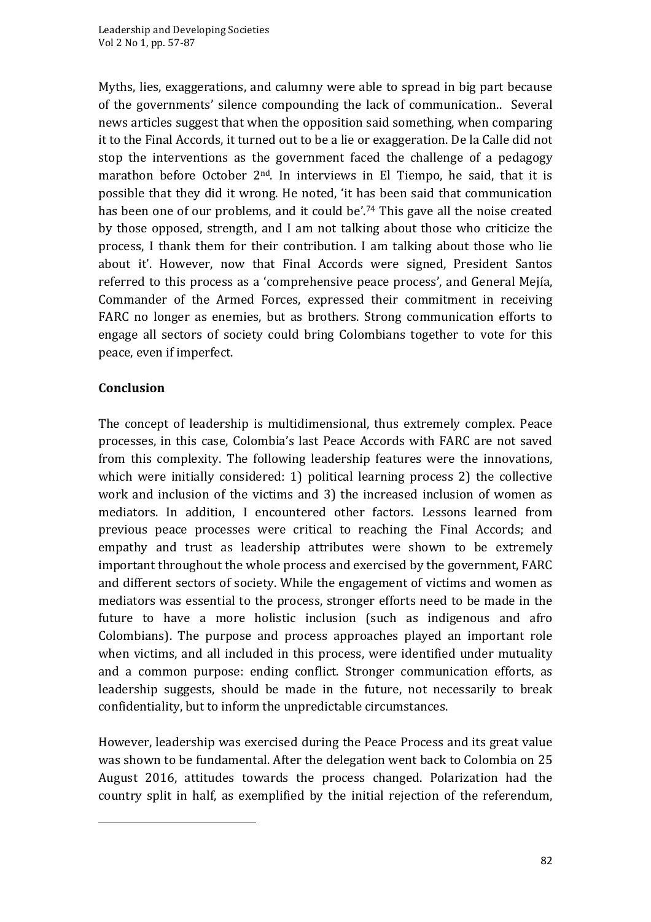Myths, lies, exaggerations, and calumny were able to spread in big part because of the governments' silence compounding the lack of communication.. Several news articles suggest that when the opposition said something, when comparing it to the Final Accords, it turned out to be a lie or exaggeration. De la Calle did not stop the interventions as the government faced the challenge of a pedagogy marathon before October 2nd. In interviews in El Tiempo, he said, that it is possible that they did it wrong. He noted, 'it has been said that communication has been one of our problems, and it could be'.[74] This gave all the noise created by those opposed, strength, and I am not talking about those who criticize the process, I thank them for their contribution. I am talking about those who lie about it'. However, now that Final Accords were signed, President Santos referred to this process as a 'comprehensive peace process', and General Mejía, Commander of the Armed Forces, expressed their commitment in receiving FARC no longer as enemies, but as brothers. Strong communication efforts to engage all sectors of society could bring Colombians together to vote for this peace, even if imperfect.

## Conclusion

The concept of leadership is multidimensional, thus extremely complex. Peace processes, in this case, Colombia's last Peace Accords with FARC are not saved from this complexity. The following leadership features were the innovations, which were initially considered: 1) political learning process 2) the collective work and inclusion of the victims and 3) the increased inclusion of women as mediators. In addition, I encountered other factors. Lessons learned from previous peace processes were critical to reaching the Final Accords; and empathy and trust as leadership attributes were shown to be extremely important throughout the whole process and exercised by the government, FARC and different sectors of society. While the engagement of victims and women as mediators was essential to the process, stronger efforts need to be made in the future to have a more holistic inclusion (such as indigenous and afro Colombians). The purpose and process approaches played an important role when victims, and all included in this process, were identified under mutuality and a common purpose: ending conflict. Stronger communication efforts, as leadership suggests, should be made in the future, not necessarily to break confidentiality, but to inform the unpredictable circumstances.

However, leadership was exercised during the Peace Process and its great value was shown to be fundamental. After the delegation went back to Colombia on 25 August 2016, attitudes towards the process changed. Polarization had the country split in half, as exemplified by the initial rejection of the referendum,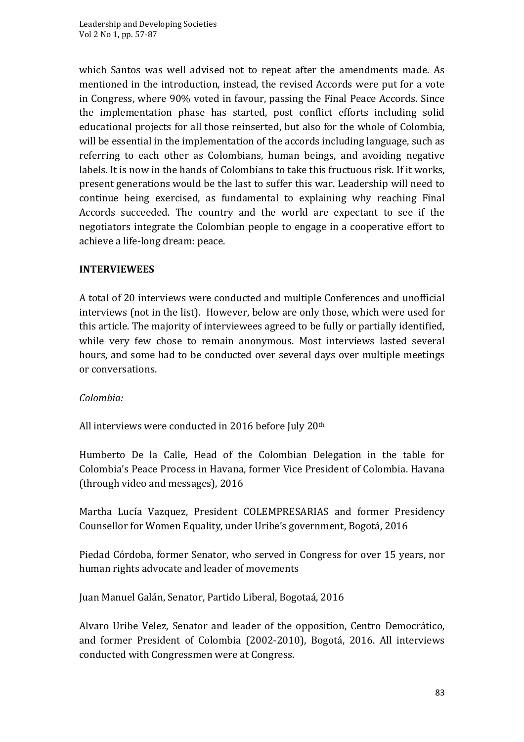which Santos was well advised not to repeat after the amendments made. As mentioned in the introduction, instead, the revised Accords were put for a vote in Congress, where 90% voted in favour, passing the Final Peace Accords. Since the implementation phase has started, post conflict efforts including solid educational projects for all those reinserted, but also for the whole of Colombia, will be essential in the implementation of the accords including language, such as referring to each other as Colombians, human beings, and avoiding negative labels. It is now in the hands of Colombians to take this fructuous risk. If it works, present generations would be the last to suffer this war. Leadership will need to continue being exercised, as fundamental to explaining why reaching Final Accords succeeded. The country and the world are expectant to see if the negotiators integrate the Colombian people to engage in a cooperative effort to achieve a life-long dream: peace.

**INTERVIEWEES**

A total of 20 interviews were conducted and multiple Conferences and unofficial interviews (not in the list). However, below are only those, which were used for this article. The majority of interviewees agreed to be fully or partially identified, while very few chose to remain anonymous. Most interviews lasted several hours, and some had to be conducted over several days over multiple meetings or conversations.

*Colombia:*

All interviews were conducted in 2016 before July 20th

Humberto De la Calle, Head of the Colombian Delegation in the table for Colombia's Peace Process in Havana, former Vice President of Colombia. Havana (through video and messages), 2016

Martha Lucía Vazquez, President COLEMPRESARIAS and former Presidency Counsellor for Women Equality, under Uribe's government, Bogotá, 2016

Piedad Córdoba, former Senator, who served in Congress for over 15 years, nor human rights advocate and leader of movements

Juan Manuel Galán, Senator, Partido Liberal, Bogotaá, 2016

Alvaro Uribe Velez, Senator and leader of the opposition, Centro Democrático, and former President of Colombia (2002-2010), Bogotá, 2016. All interviews conducted with Congressmen were at Congress.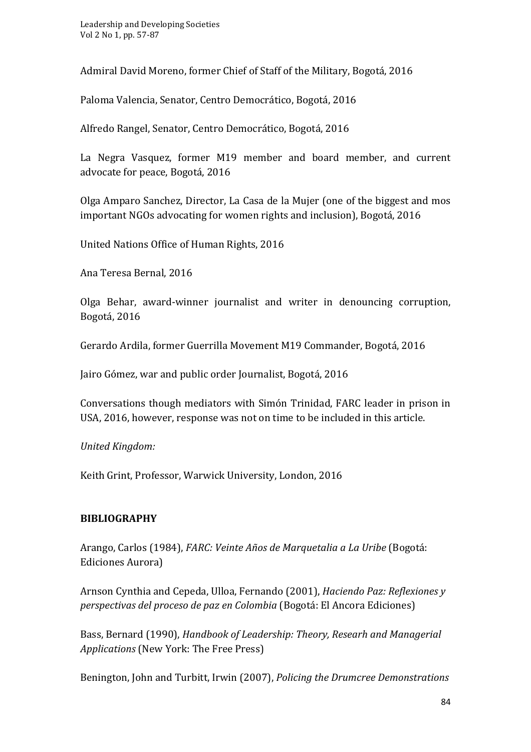Admiral David Moreno, former Chief of Staff of the Military, Bogotá, 2016

Paloma Valencia, Senator, Centro Democrático, Bogotá, 2016

Alfredo Rangel, Senator, Centro Democrático, Bogotá, 2016

La Negra Vasquez, former M19 member and board member, and current advocate for peace, Bogotá, 2016

Olga Amparo Sanchez, Director, La Casa de la Mujer (one of the biggest and mos important NGOs advocating for women rights and inclusion), Bogotá, 2016

United Nations Office of Human Rights, 2016

Ana Teresa Bernal, 2016

Olga Behar, award-winner journalist and writer in denouncing corruption, Bogotá, 2016

Gerardo Ardila, former Guerrilla Movement M19 Commander, Bogotá, 2016

Jairo Gómez, war and public order Journalist, Bogotá, 2016

Conversations though mediators with Simón Trinidad, FARC leader in prison in USA, 2016, however, response was not on time to be included in this article.

*United Kingdom:*

Keith Grint, Professor, Warwick University, London, 2016

## BIBLIOGRAPHY

Arango, Carlos (1984), *FARC: Veinte Años de Marquetalia a La Uribe* (Bogotá: Ediciones Aurora)

Arnson Cynthia and Cepeda, Ulloa, Fernando (2001), *Haciendo Paz: Reflexiones y perspectivas del proceso de paz en Colombia* (Bogotá: El Ancora Ediciones)

Bass, Bernard (1990), *Handbook of Leadership: Theory, Researh and Managerial Applications* (New York: The Free Press)

Benington, John and Turbitt, Irwin (2007), *Policing the Drumcree Demonstrations*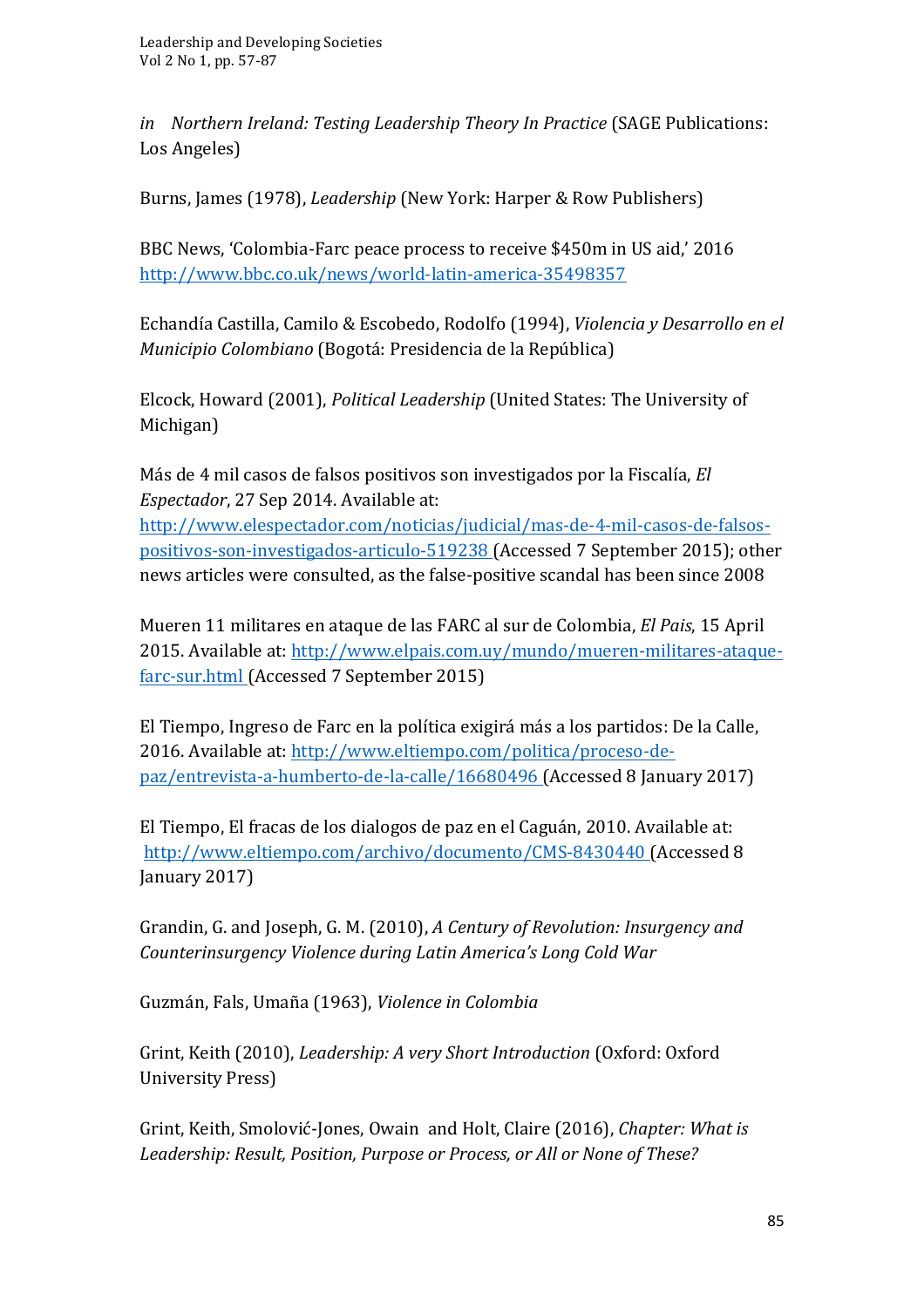*in Northern Ireland: Testing Leadership Theory In Practice* (SAGE Publications: Los Angeles)

Burns, James (1978), *Leadership* (New York: Harper & Row Publishers)

BBC News, 'Colombia-Farc peace process to receive $450m in US aid,' 2016 http://www.bbc.co.uk/news/world-latin-america-35498357

Echandía Castilla, Camilo & Escobedo, Rodolfo (1994), *Violencia y Desarrollo en el Municipio Colombiano* (Bogotá: Presidencia de la República)

Elcock, Howard (2001), *Political Leadership* (United States: The University of Michigan)

Más de 4 mil casos de falsos positivos son investigados por la Fiscalía, *El Espectador*, 27 Sep 2014. Available at: http://www.elespectador.com/noticias/judicial/mas-de-4-mil-casos-de-falsos-positivos-son-investigados-articulo-519238 (Accessed 7 September 2015); other news articles were consulted, as the false-positive scandal has been since 2008

Mueren 11 militares en ataque de las FARC al sur de Colombia, *El Pais*, 15 April 2015. Available at: http://www.elpais.com.uy/mundo/mueren-militares-ataque-farc-sur.html (Accessed 7 September 2015)

El Tiempo, Ingreso de Farc en la política exigirá más a los partidos: De la Calle, 2016. Available at: http://www.eltiempo.com/politica/proceso-de-paz/entrevista-a-humberto-de-la-calle/16680496 (Accessed 8 January 2017)

El Tiempo, El fracas de los dialogos de paz en el Caguán, 2010. Available at: http://www.eltiempo.com/archivo/documento/CMS-8430440 (Accessed 8 January 2017)

Grandin, G. and Joseph, G. M. (2010), *A Century of Revolution: Insurgency and Counterinsurgency Violence during Latin America's Long Cold War*

Guzmán, Fals, Umaña (1963), *Violence in Colombia*

Grint, Keith (2010), *Leadership: A very Short Introduction* (Oxford: Oxford University Press)

Grint, Keith, Smolović-Jones, Owain and Holt, Claire (2016), *Chapter: What is Leadership: Result, Position, Purpose or Process, or All or None of These?*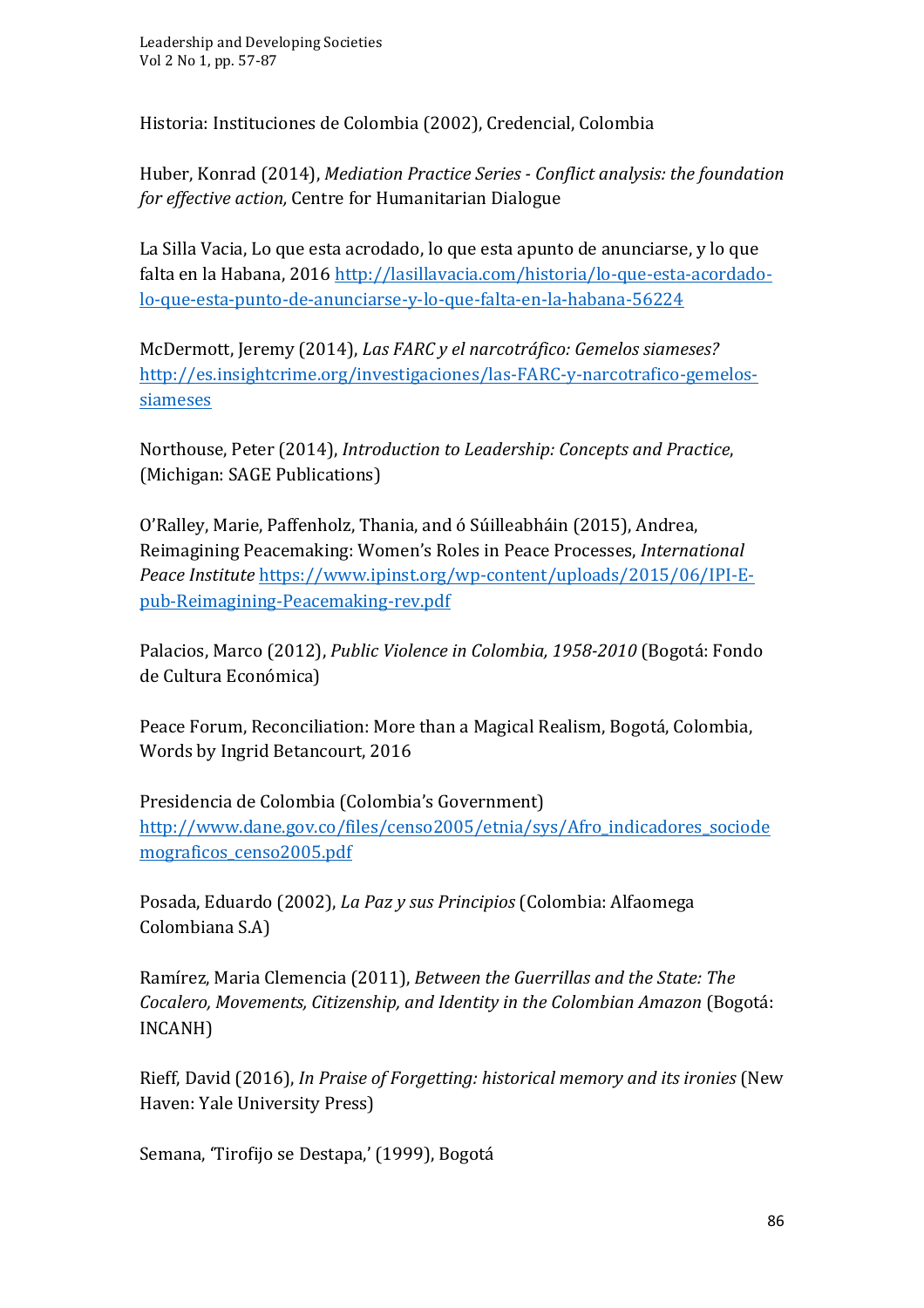Historia: Instituciones de Colombia (2002), Credencial, Colombia

Huber, Konrad (2014), *Mediation Practice Series - Conflict analysis: the foundation for effective action,* Centre for Humanitarian Dialogue

La Silla Vacia, Lo que esta acrodado, lo que esta apunto de anunciarse, y lo que falta en la Habana, 2016 http://lasillavacia.com/historia/lo-que-esta-acordado-lo-que-esta-punto-de-anunciarse-y-lo-que-falta-en-la-habana-56224

McDermott, Jeremy (2014), *Las FARC y el narcotráfico: Gemelos siameses?* http://es.insightcrime.org/investigaciones/las-FARC-y-narcotrafico-gemelos-siameses

Northouse, Peter (2014), *Introduction to Leadership: Concepts and Practice*, (Michigan: SAGE Publications)

O'Ralley, Marie, Paffenholz, Thania, and ó Súilleabháin (2015), Andrea, Reimagining Peacemaking: Women's Roles in Peace Processes, *International Peace Institute* https://www.ipinst.org/wp-content/uploads/2015/06/IPI-E-pub-Reimagining-Peacemaking-rev.pdf

Palacios, Marco (2012), *Public Violence in Colombia, 1958-2010* (Bogotá: Fondo de Cultura Económica)

Peace Forum, Reconciliation: More than a Magical Realism, Bogotá, Colombia, Words by Ingrid Betancourt, 2016

Presidencia de Colombia (Colombia's Government) http://www.dane.gov.co/files/censo2005/etnia/sys/Afro_indicadores_sociodemograficos_censo2005.pdf

Posada, Eduardo (2002), *La Paz y sus Principios* (Colombia: Alfaomega Colombiana S.A)

Ramírez, Maria Clemencia (2011), *Between the Guerrillas and the State: The Cocalero, Movements, Citizenship, and Identity in the Colombian Amazon* (Bogotá: INCANH)

Rieff, David (2016), *In Praise of Forgetting: historical memory and its ironies* (New Haven: Yale University Press)

Semana, 'Tirofijo se Destapa,' (1999), Bogotá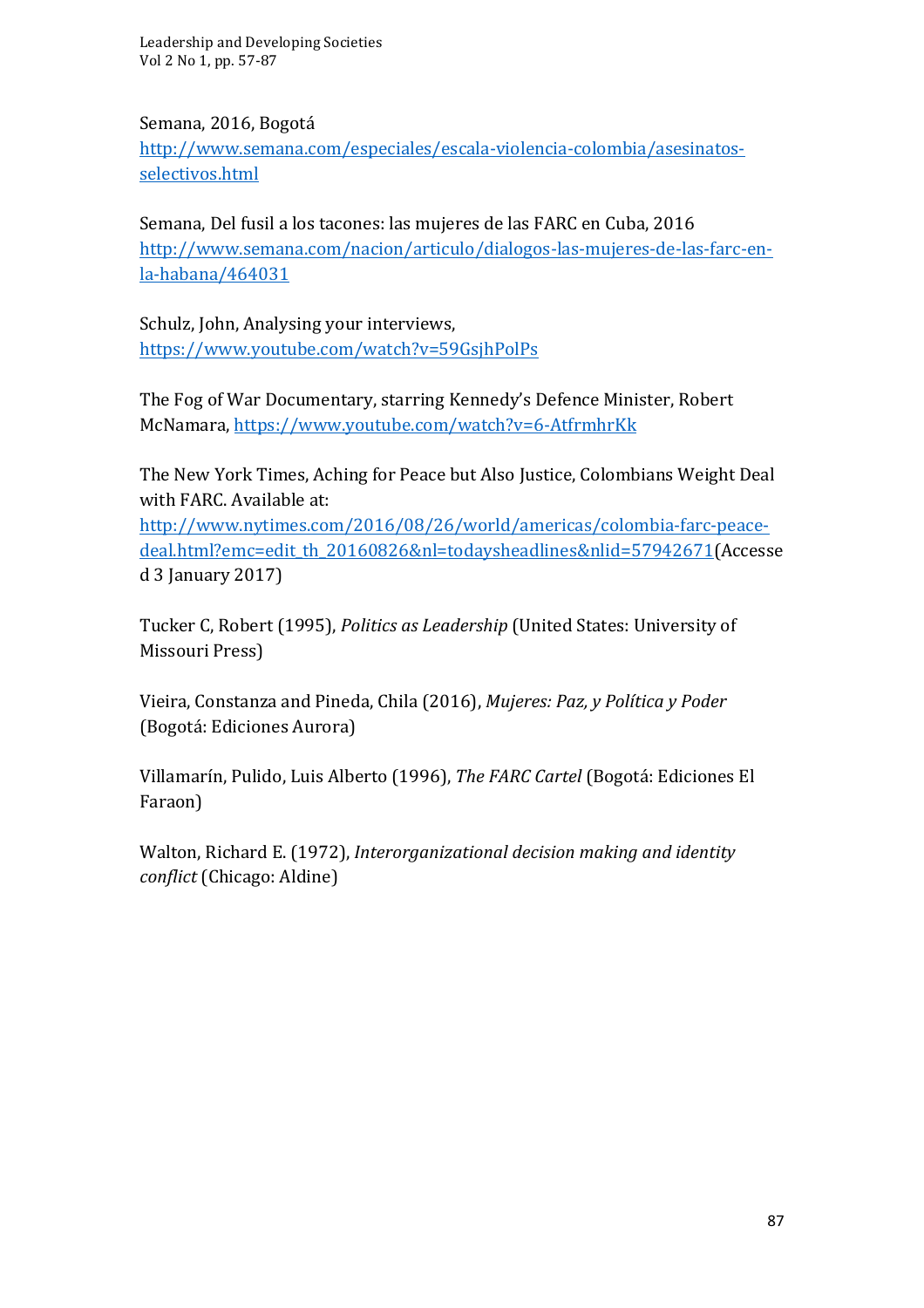Semana, 2016, Bogotá
http://www.semana.com/especiales/escala-violencia-colombia/asesinatos-selectivos.html

Semana, Del fusil a los tacones: las mujeres de las FARC en Cuba, 2016
http://www.semana.com/nacion/articulo/dialogos-las-mujeres-de-las-farc-en-la-habana/464031

Schulz, John, Analysing your interviews,
https://www.youtube.com/watch?v=59GsjhPolPs

The Fog of War Documentary, starring Kennedy's Defence Minister, Robert McNamara, https://www.youtube.com/watch?v=6-AtfrmhrKk

The New York Times, Aching for Peace but Also Justice, Colombians Weight Deal with FARC. Available at:
http://www.nytimes.com/2016/08/26/world/americas/colombia-farc-peace-deal.html?emc=edit_th_20160826&nl=todaysheadlines&nlid=57942671(Accessed 3 January 2017)

Tucker C, Robert (1995), *Politics as Leadership* (United States: University of Missouri Press)

Vieira, Constanza and Pineda, Chila (2016), *Mujeres: Paz, y Política y Poder* (Bogotá: Ediciones Aurora)

Villamarín, Pulido, Luis Alberto (1996), *The FARC Cartel* (Bogotá: Ediciones El Faraon)

Walton, Richard E. (1972), *Interorganizational decision making and identity conflict* (Chicago: Aldine)